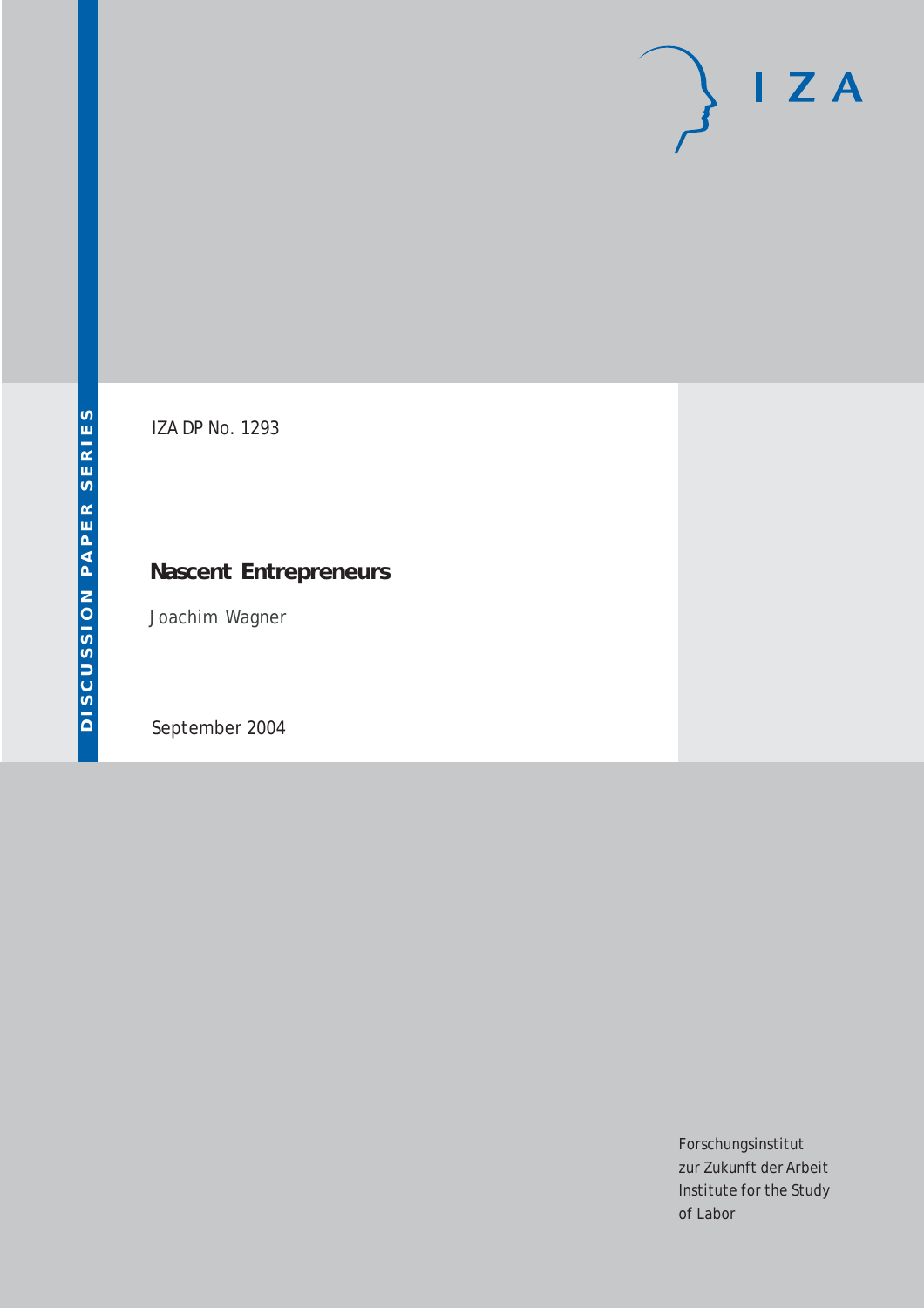DISCUSSION PAPER SERIES

IZA

IZA DP No. 1293

# Nascent Entrepreneurs

Joachim Wagner

September 2004

Forschungsinstitut
zur Zukunft der Arbeit
Institute for the Study
of Labor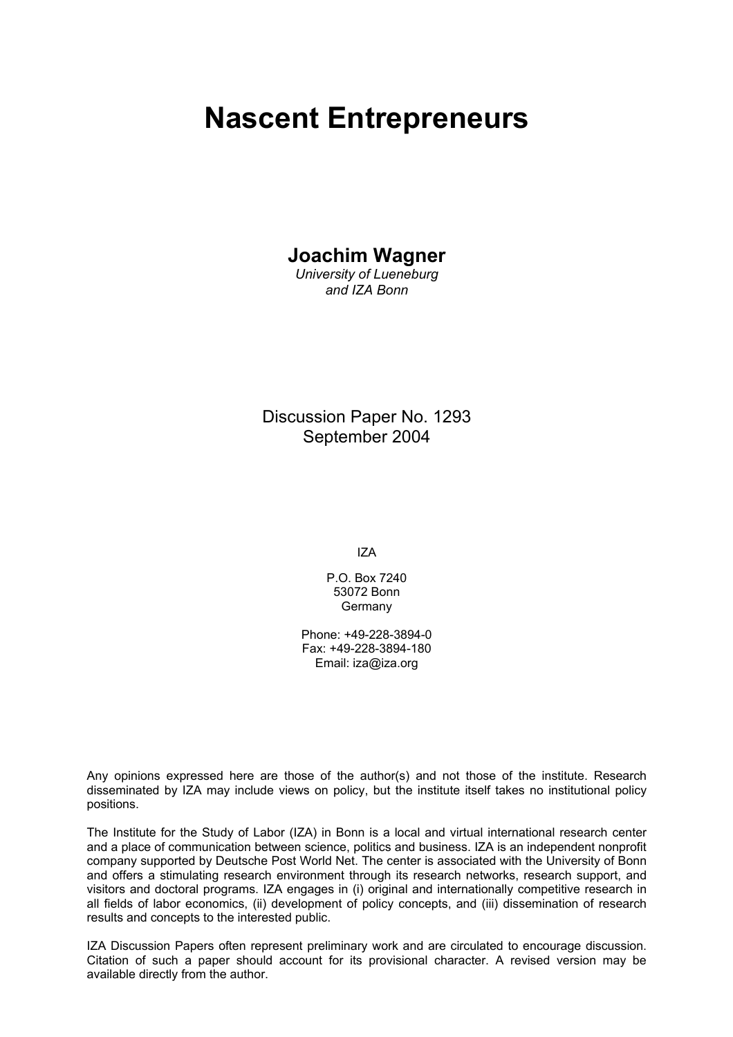# Nascent Entrepreneurs

**Joachim Wagner**

*University of Lueneburg and IZA Bonn*

Discussion Paper No. 1293
September 2004

IZA

P.O. Box 7240
53072 Bonn
Germany

Phone: +49-228-3894-0
Fax: +49-228-3894-180
Email: iza@iza.org

Any opinions expressed here are those of the author(s) and not those of the institute. Research disseminated by IZA may include views on policy, but the institute itself takes no institutional policy positions.

The Institute for the Study of Labor (IZA) in Bonn is a local and virtual international research center and a place of communication between science, politics and business. IZA is an independent nonprofit company supported by Deutsche Post World Net. The center is associated with the University of Bonn and offers a stimulating research environment through its research networks, research support, and visitors and doctoral programs. IZA engages in (i) original and internationally competitive research in all fields of labor economics, (ii) development of policy concepts, and (iii) dissemination of research results and concepts to the interested public.

IZA Discussion Papers often represent preliminary work and are circulated to encourage discussion. Citation of such a paper should account for its provisional character. A revised version may be available directly from the author.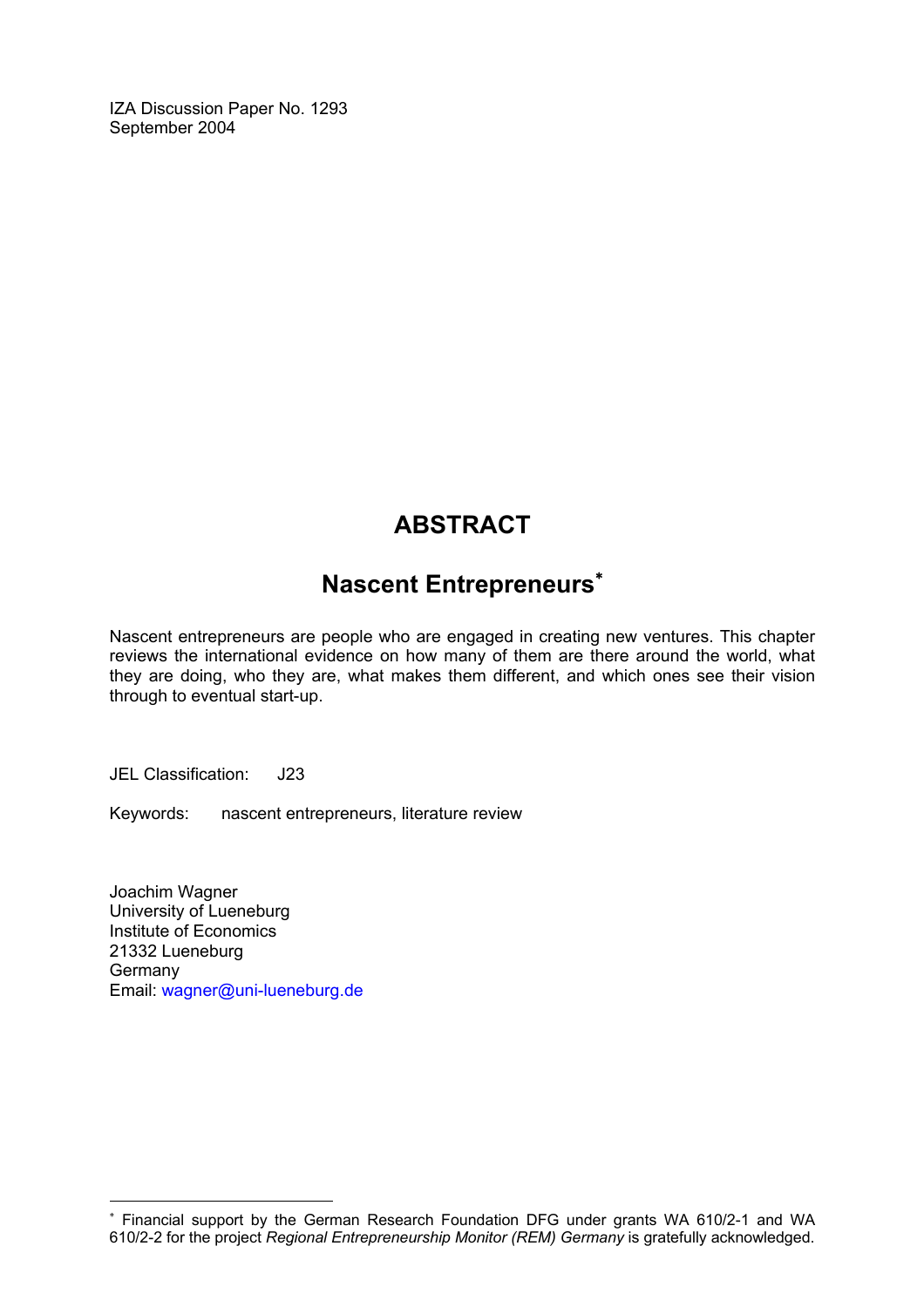IZA Discussion Paper No. 1293
September 2004

# ABSTRACT

## Nascent Entrepreneurs*

Nascent entrepreneurs are people who are engaged in creating new ventures. This chapter reviews the international evidence on how many of them are there around the world, what they are doing, who they are, what makes them different, and which ones see their vision through to eventual start-up.

JEL Classification: J23

Keywords: nascent entrepreneurs, literature review

Joachim Wagner
University of Lueneburg
Institute of Economics
21332 Lueneburg
Germany
Email: wagner@uni-lueneburg.de

---

* Financial support by the German Research Foundation DFG under grants WA 610/2-1 and WA 610/2-2 for the project *Regional Entrepreneurship Monitor (REM) Germany* is gratefully acknowledged.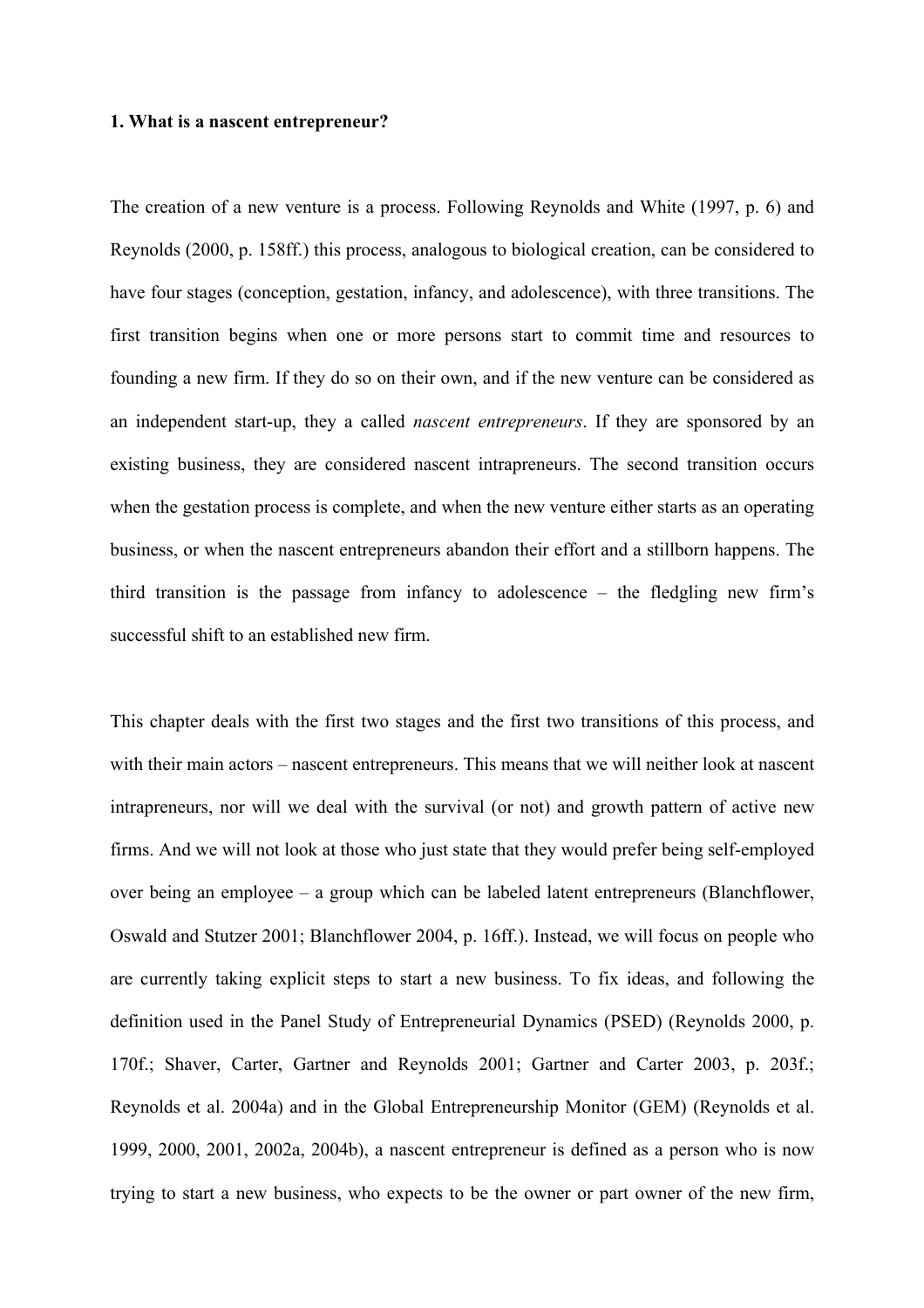## 1. What is a nascent entrepreneur?

The creation of a new venture is a process. Following Reynolds and White (1997, p. 6) and Reynolds (2000, p. 158ff.) this process, analogous to biological creation, can be considered to have four stages (conception, gestation, infancy, and adolescence), with three transitions. The first transition begins when one or more persons start to commit time and resources to founding a new firm. If they do so on their own, and if the new venture can be considered as an independent start-up, they a called *nascent entrepreneurs*. If they are sponsored by an existing business, they are considered nascent intrapreneurs. The second transition occurs when the gestation process is complete, and when the new venture either starts as an operating business, or when the nascent entrepreneurs abandon their effort and a stillborn happens. The third transition is the passage from infancy to adolescence – the fledgling new firm's successful shift to an established new firm.

This chapter deals with the first two stages and the first two transitions of this process, and with their main actors – nascent entrepreneurs. This means that we will neither look at nascent intrapreneurs, nor will we deal with the survival (or not) and growth pattern of active new firms. And we will not look at those who just state that they would prefer being self-employed over being an employee – a group which can be labeled latent entrepreneurs (Blanchflower, Oswald and Stutzer 2001; Blanchflower 2004, p. 16ff.). Instead, we will focus on people who are currently taking explicit steps to start a new business. To fix ideas, and following the definition used in the Panel Study of Entrepreneurial Dynamics (PSED) (Reynolds 2000, p. 170f.; Shaver, Carter, Gartner and Reynolds 2001; Gartner and Carter 2003, p. 203f.; Reynolds et al. 2004a) and in the Global Entrepreneurship Monitor (GEM) (Reynolds et al. 1999, 2000, 2001, 2002a, 2004b), a nascent entrepreneur is defined as a person who is now trying to start a new business, who expects to be the owner or part owner of the new firm,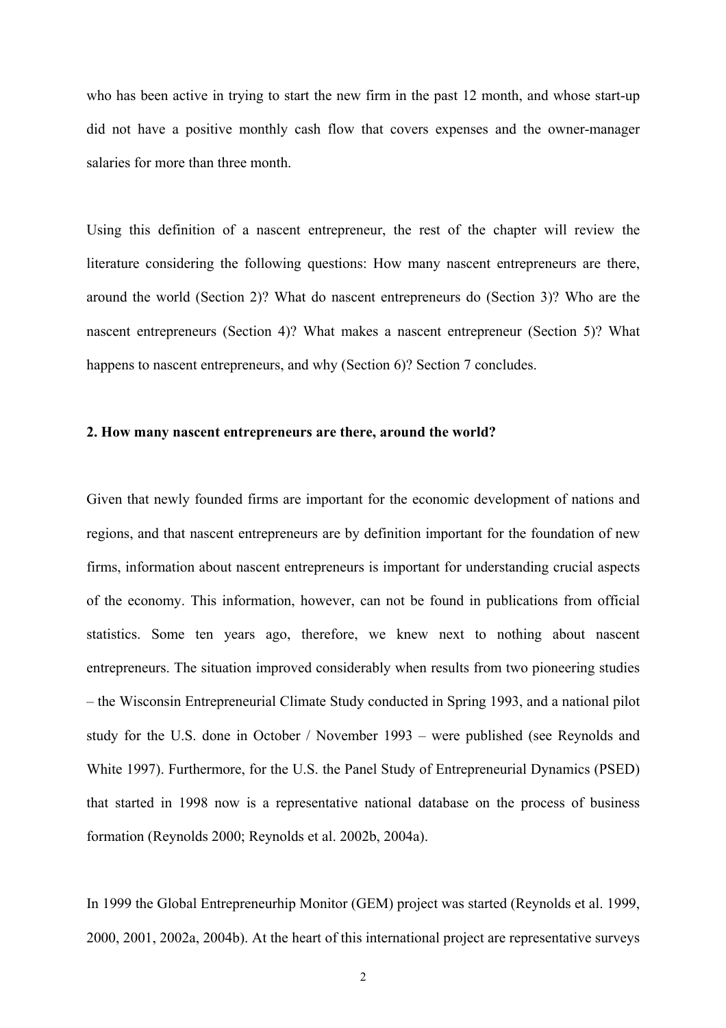who has been active in trying to start the new firm in the past 12 month, and whose start-up did not have a positive monthly cash flow that covers expenses and the owner-manager salaries for more than three month.

Using this definition of a nascent entrepreneur, the rest of the chapter will review the literature considering the following questions: How many nascent entrepreneurs are there, around the world (Section 2)? What do nascent entrepreneurs do (Section 3)? Who are the nascent entrepreneurs (Section 4)? What makes a nascent entrepreneur (Section 5)? What happens to nascent entrepreneurs, and why (Section 6)? Section 7 concludes.

## 2. How many nascent entrepreneurs are there, around the world?

Given that newly founded firms are important for the economic development of nations and regions, and that nascent entrepreneurs are by definition important for the foundation of new firms, information about nascent entrepreneurs is important for understanding crucial aspects of the economy. This information, however, can not be found in publications from official statistics. Some ten years ago, therefore, we knew next to nothing about nascent entrepreneurs. The situation improved considerably when results from two pioneering studies – the Wisconsin Entrepreneurial Climate Study conducted in Spring 1993, and a national pilot study for the U.S. done in October / November 1993 – were published (see Reynolds and White 1997). Furthermore, for the U.S. the Panel Study of Entrepreneurial Dynamics (PSED) that started in 1998 now is a representative national database on the process of business formation (Reynolds 2000; Reynolds et al. 2002b, 2004a).

In 1999 the Global Entrepreneurhip Monitor (GEM) project was started (Reynolds et al. 1999, 2000, 2001, 2002a, 2004b). At the heart of this international project are representative surveys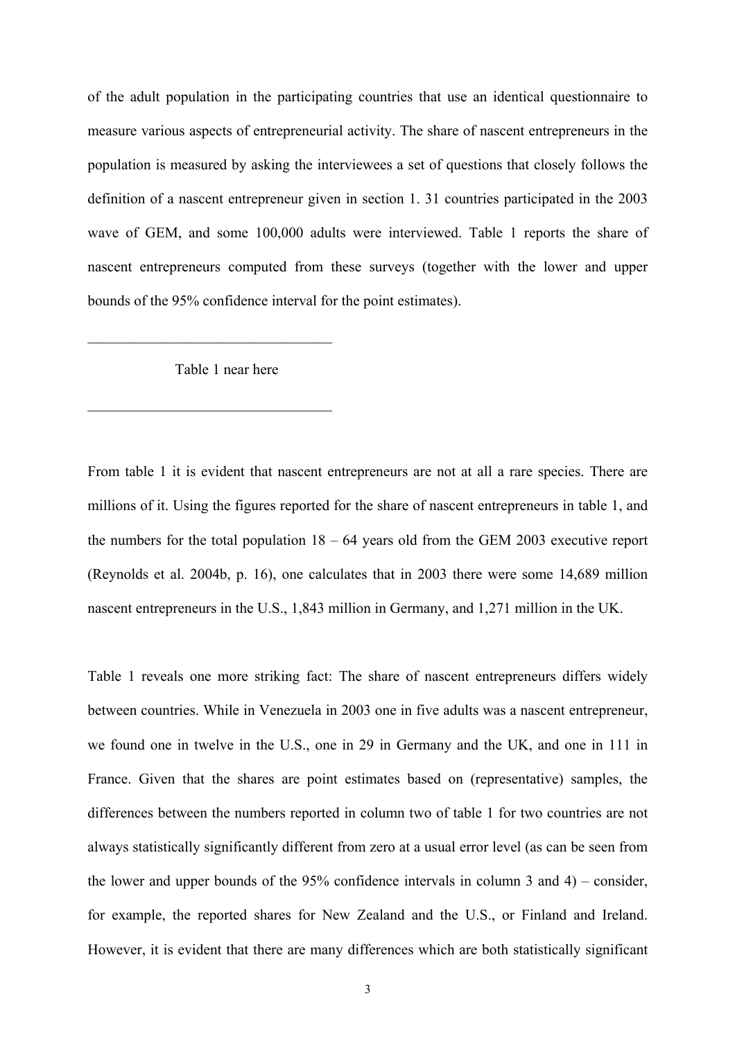of the adult population in the participating countries that use an identical questionnaire to measure various aspects of entrepreneurial activity. The share of nascent entrepreneurs in the population is measured by asking the interviewees a set of questions that closely follows the definition of a nascent entrepreneur given in section 1. 31 countries participated in the 2003 wave of GEM, and some 100,000 adults were interviewed. Table 1 reports the share of nascent entrepreneurs computed from these surveys (together with the lower and upper bounds of the 95% confidence interval for the point estimates).

---

Table 1 near here

---

From table 1 it is evident that nascent entrepreneurs are not at all a rare species. There are millions of it. Using the figures reported for the share of nascent entrepreneurs in table 1, and the numbers for the total population 18 – 64 years old from the GEM 2003 executive report (Reynolds et al. 2004b, p. 16), one calculates that in 2003 there were some 14,689 million nascent entrepreneurs in the U.S., 1,843 million in Germany, and 1,271 million in the UK.

Table 1 reveals one more striking fact: The share of nascent entrepreneurs differs widely between countries. While in Venezuela in 2003 one in five adults was a nascent entrepreneur, we found one in twelve in the U.S., one in 29 in Germany and the UK, and one in 111 in France. Given that the shares are point estimates based on (representative) samples, the differences between the numbers reported in column two of table 1 for two countries are not always statistically significantly different from zero at a usual error level (as can be seen from the lower and upper bounds of the 95% confidence intervals in column 3 and 4) – consider, for example, the reported shares for New Zealand and the U.S., or Finland and Ireland. However, it is evident that there are many differences which are both statistically significant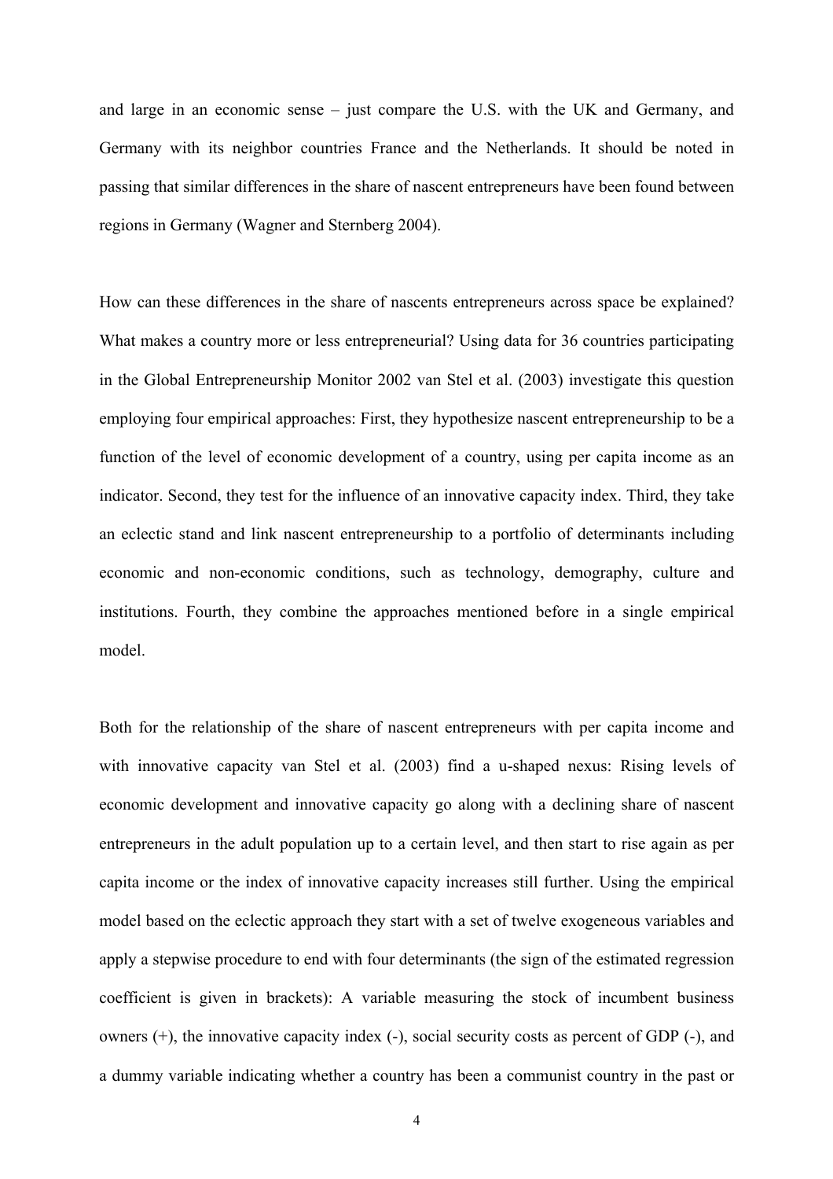and large in an economic sense – just compare the U.S. with the UK and Germany, and Germany with its neighbor countries France and the Netherlands. It should be noted in passing that similar differences in the share of nascent entrepreneurs have been found between regions in Germany (Wagner and Sternberg 2004).

How can these differences in the share of nascents entrepreneurs across space be explained? What makes a country more or less entrepreneurial? Using data for 36 countries participating in the Global Entrepreneurship Monitor 2002 van Stel et al. (2003) investigate this question employing four empirical approaches: First, they hypothesize nascent entrepreneurship to be a function of the level of economic development of a country, using per capita income as an indicator. Second, they test for the influence of an innovative capacity index. Third, they take an eclectic stand and link nascent entrepreneurship to a portfolio of determinants including economic and non-economic conditions, such as technology, demography, culture and institutions. Fourth, they combine the approaches mentioned before in a single empirical model.

Both for the relationship of the share of nascent entrepreneurs with per capita income and with innovative capacity van Stel et al. (2003) find a u-shaped nexus: Rising levels of economic development and innovative capacity go along with a declining share of nascent entrepreneurs in the adult population up to a certain level, and then start to rise again as per capita income or the index of innovative capacity increases still further. Using the empirical model based on the eclectic approach they start with a set of twelve exogeneous variables and apply a stepwise procedure to end with four determinants (the sign of the estimated regression coefficient is given in brackets): A variable measuring the stock of incumbent business owners (+), the innovative capacity index (-), social security costs as percent of GDP (-), and a dummy variable indicating whether a country has been a communist country in the past or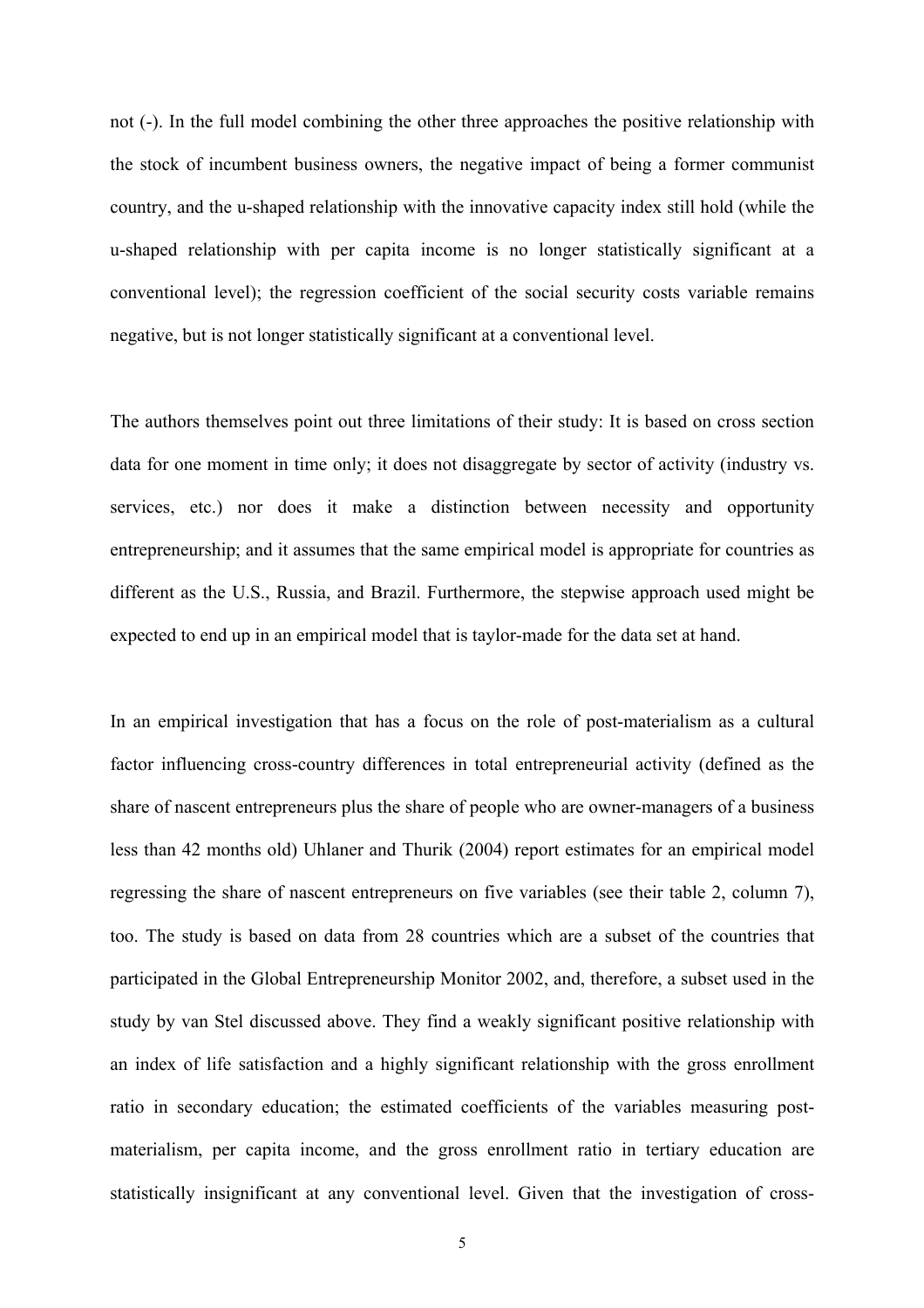not (-). In the full model combining the other three approaches the positive relationship with the stock of incumbent business owners, the negative impact of being a former communist country, and the u-shaped relationship with the innovative capacity index still hold (while the u-shaped relationship with per capita income is no longer statistically significant at a conventional level); the regression coefficient of the social security costs variable remains negative, but is not longer statistically significant at a conventional level.

The authors themselves point out three limitations of their study: It is based on cross section data for one moment in time only; it does not disaggregate by sector of activity (industry vs. services, etc.) nor does it make a distinction between necessity and opportunity entrepreneurship; and it assumes that the same empirical model is appropriate for countries as different as the U.S., Russia, and Brazil. Furthermore, the stepwise approach used might be expected to end up in an empirical model that is taylor-made for the data set at hand.

In an empirical investigation that has a focus on the role of post-materialism as a cultural factor influencing cross-country differences in total entrepreneurial activity (defined as the share of nascent entrepreneurs plus the share of people who are owner-managers of a business less than 42 months old) Uhlaner and Thurik (2004) report estimates for an empirical model regressing the share of nascent entrepreneurs on five variables (see their table 2, column 7), too. The study is based on data from 28 countries which are a subset of the countries that participated in the Global Entrepreneurship Monitor 2002, and, therefore, a subset used in the study by van Stel discussed above. They find a weakly significant positive relationship with an index of life satisfaction and a highly significant relationship with the gross enrollment ratio in secondary education; the estimated coefficients of the variables measuring post-materialism, per capita income, and the gross enrollment ratio in tertiary education are statistically insignificant at any conventional level. Given that the investigation of cross-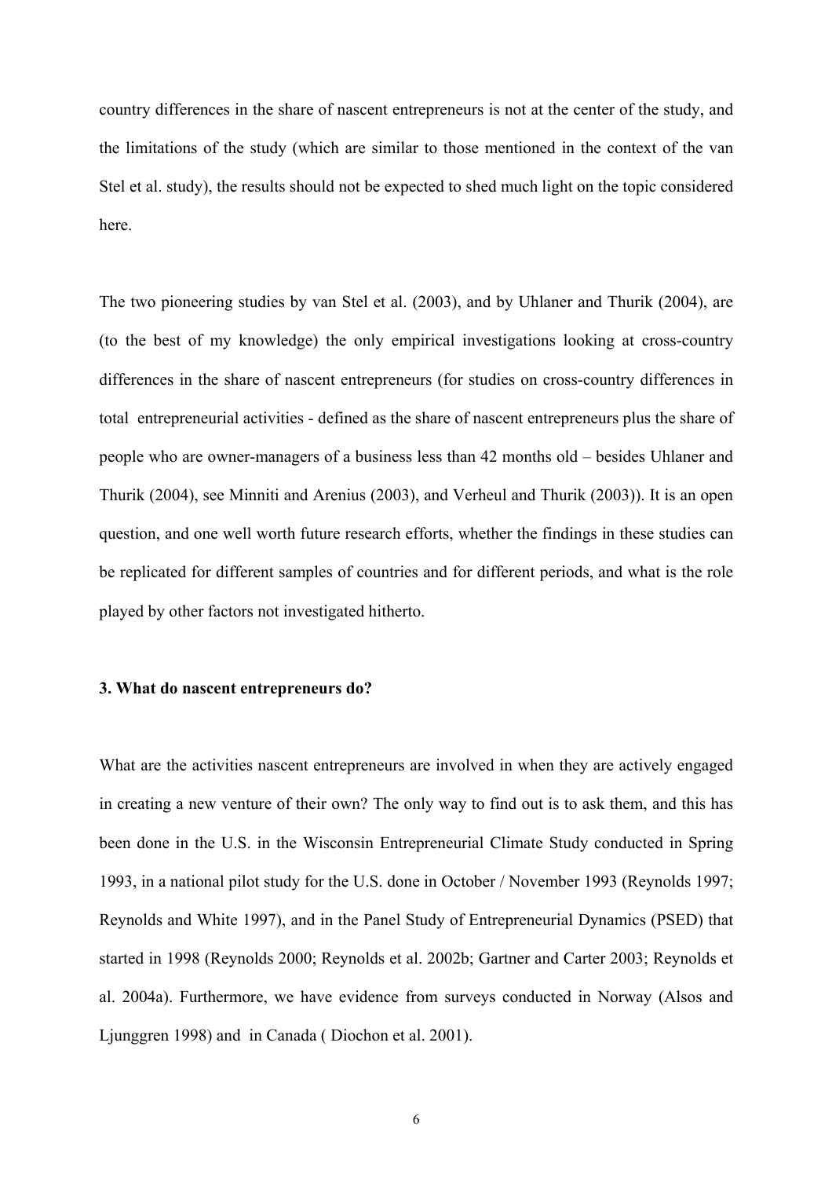country differences in the share of nascent entrepreneurs is not at the center of the study, and the limitations of the study (which are similar to those mentioned in the context of the van Stel et al. study), the results should not be expected to shed much light on the topic considered here.

The two pioneering studies by van Stel et al. (2003), and by Uhlaner and Thurik (2004), are (to the best of my knowledge) the only empirical investigations looking at cross-country differences in the share of nascent entrepreneurs (for studies on cross-country differences in total entrepreneurial activities - defined as the share of nascent entrepreneurs plus the share of people who are owner-managers of a business less than 42 months old – besides Uhlaner and Thurik (2004), see Minniti and Arenius (2003), and Verheul and Thurik (2003)). It is an open question, and one well worth future research efforts, whether the findings in these studies can be replicated for different samples of countries and for different periods, and what is the role played by other factors not investigated hitherto.

### 3. What do nascent entrepreneurs do?

What are the activities nascent entrepreneurs are involved in when they are actively engaged in creating a new venture of their own? The only way to find out is to ask them, and this has been done in the U.S. in the Wisconsin Entrepreneurial Climate Study conducted in Spring 1993, in a national pilot study for the U.S. done in October / November 1993 (Reynolds 1997; Reynolds and White 1997), and in the Panel Study of Entrepreneurial Dynamics (PSED) that started in 1998 (Reynolds 2000; Reynolds et al. 2002b; Gartner and Carter 2003; Reynolds et al. 2004a). Furthermore, we have evidence from surveys conducted in Norway (Alsos and Ljunggren 1998) and in Canada ( Diochon et al. 2001).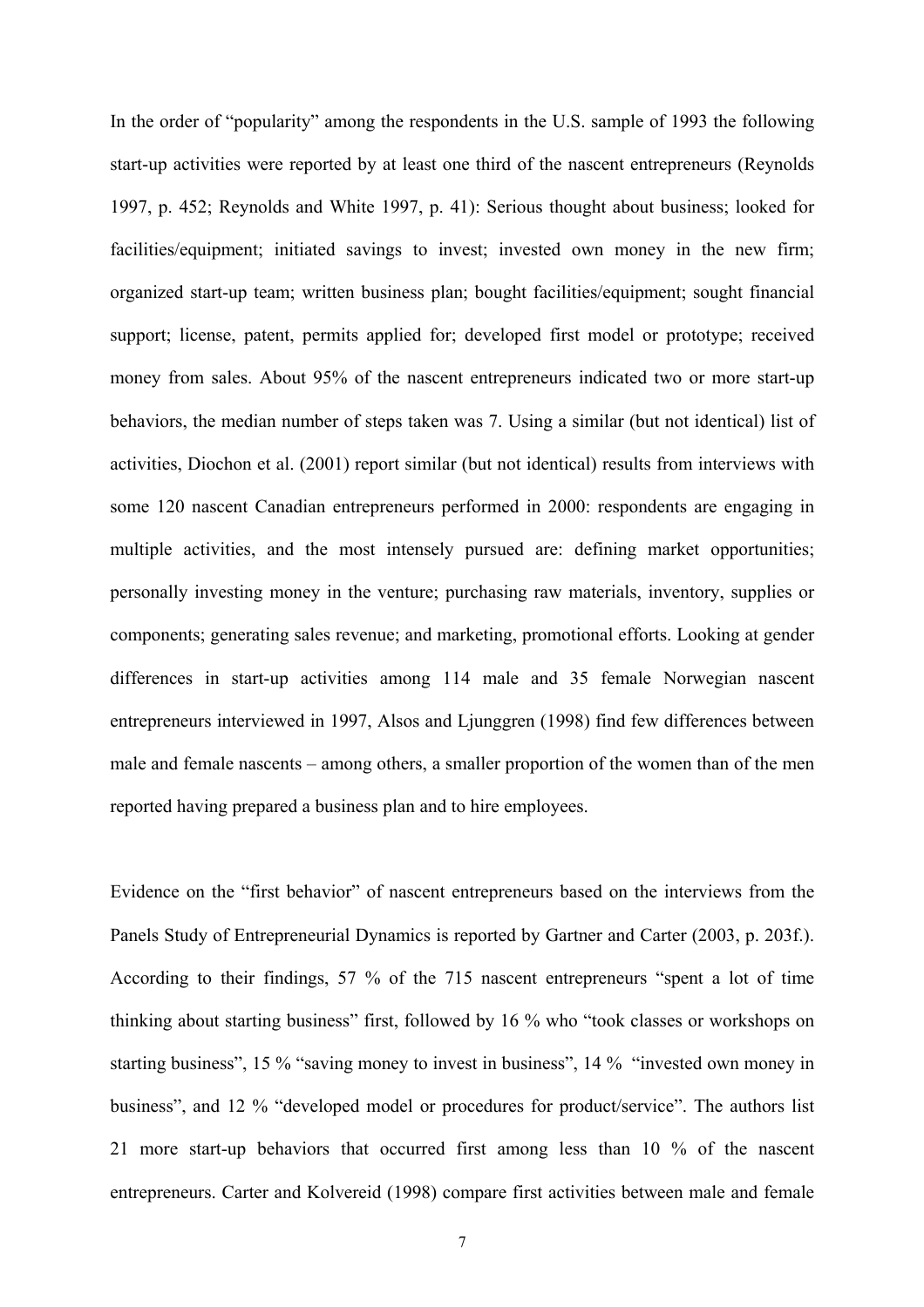In the order of "popularity" among the respondents in the U.S. sample of 1993 the following start-up activities were reported by at least one third of the nascent entrepreneurs (Reynolds 1997, p. 452; Reynolds and White 1997, p. 41): Serious thought about business; looked for facilities/equipment; initiated savings to invest; invested own money in the new firm; organized start-up team; written business plan; bought facilities/equipment; sought financial support; license, patent, permits applied for; developed first model or prototype; received money from sales. About 95% of the nascent entrepreneurs indicated two or more start-up behaviors, the median number of steps taken was 7. Using a similar (but not identical) list of activities, Diochon et al. (2001) report similar (but not identical) results from interviews with some 120 nascent Canadian entrepreneurs performed in 2000: respondents are engaging in multiple activities, and the most intensely pursued are: defining market opportunities; personally investing money in the venture; purchasing raw materials, inventory, supplies or components; generating sales revenue; and marketing, promotional efforts. Looking at gender differences in start-up activities among 114 male and 35 female Norwegian nascent entrepreneurs interviewed in 1997, Alsos and Ljunggren (1998) find few differences between male and female nascents – among others, a smaller proportion of the women than of the men reported having prepared a business plan and to hire employees.

Evidence on the "first behavior" of nascent entrepreneurs based on the interviews from the Panels Study of Entrepreneurial Dynamics is reported by Gartner and Carter (2003, p. 203f.). According to their findings, 57 % of the 715 nascent entrepreneurs "spent a lot of time thinking about starting business" first, followed by 16 % who "took classes or workshops on starting business", 15 % "saving money to invest in business", 14 % "invested own money in business", and 12 % "developed model or procedures for product/service". The authors list 21 more start-up behaviors that occurred first among less than 10 % of the nascent entrepreneurs. Carter and Kolvereid (1998) compare first activities between male and female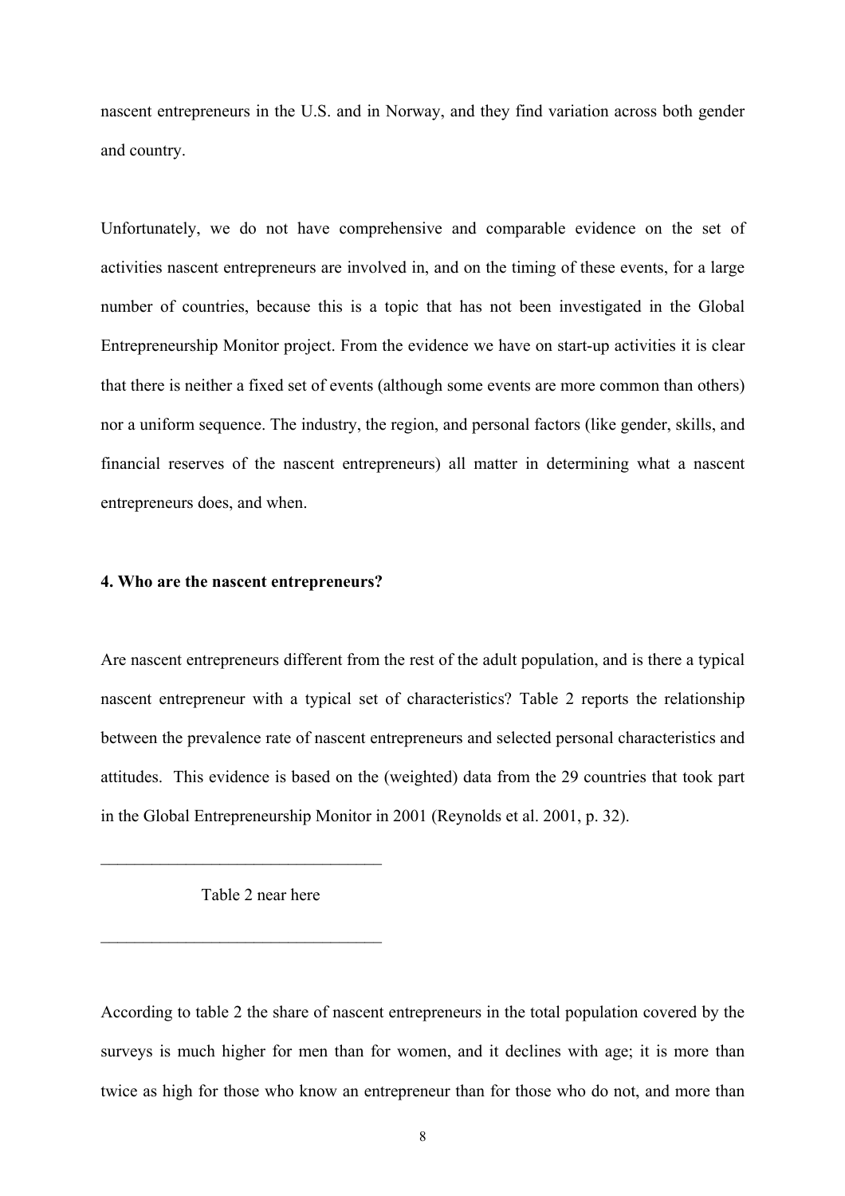nascent entrepreneurs in the U.S. and in Norway, and they find variation across both gender and country.

Unfortunately, we do not have comprehensive and comparable evidence on the set of activities nascent entrepreneurs are involved in, and on the timing of these events, for a large number of countries, because this is a topic that has not been investigated in the Global Entrepreneurship Monitor project. From the evidence we have on start-up activities it is clear that there is neither a fixed set of events (although some events are more common than others) nor a uniform sequence. The industry, the region, and personal factors (like gender, skills, and financial reserves of the nascent entrepreneurs) all matter in determining what a nascent entrepreneurs does, and when.

## 4. Who are the nascent entrepreneurs?

Are nascent entrepreneurs different from the rest of the adult population, and is there a typical nascent entrepreneur with a typical set of characteristics? Table 2 reports the relationship between the prevalence rate of nascent entrepreneurs and selected personal characteristics and attitudes. This evidence is based on the (weighted) data from the 29 countries that took part in the Global Entrepreneurship Monitor in 2001 (Reynolds et al. 2001, p. 32).

---

Table 2 near here

---

According to table 2 the share of nascent entrepreneurs in the total population covered by the surveys is much higher for men than for women, and it declines with age; it is more than twice as high for those who know an entrepreneur than for those who do not, and more than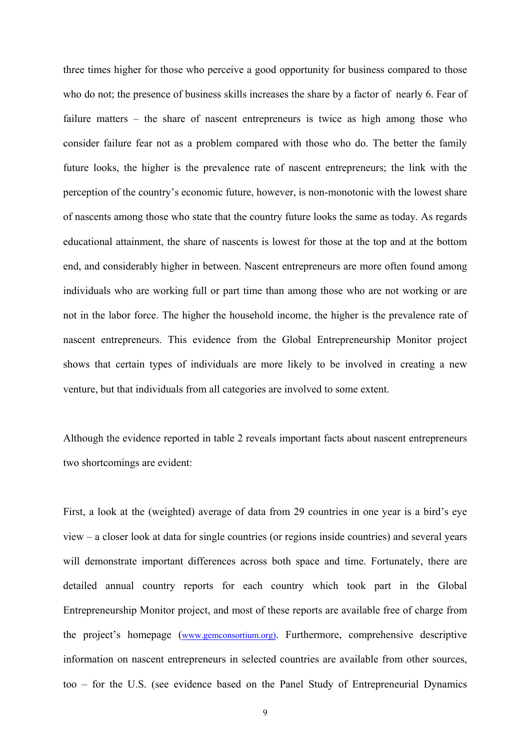three times higher for those who perceive a good opportunity for business compared to those who do not; the presence of business skills increases the share by a factor of nearly 6. Fear of failure matters – the share of nascent entrepreneurs is twice as high among those who consider failure fear not as a problem compared with those who do. The better the family future looks, the higher is the prevalence rate of nascent entrepreneurs; the link with the perception of the country's economic future, however, is non-monotonic with the lowest share of nascents among those who state that the country future looks the same as today. As regards educational attainment, the share of nascents is lowest for those at the top and at the bottom end, and considerably higher in between. Nascent entrepreneurs are more often found among individuals who are working full or part time than among those who are not working or are not in the labor force. The higher the household income, the higher is the prevalence rate of nascent entrepreneurs. This evidence from the Global Entrepreneurship Monitor project shows that certain types of individuals are more likely to be involved in creating a new venture, but that individuals from all categories are involved to some extent.

Although the evidence reported in table 2 reveals important facts about nascent entrepreneurs two shortcomings are evident:

First, a look at the (weighted) average of data from 29 countries in one year is a bird's eye view – a closer look at data for single countries (or regions inside countries) and several years will demonstrate important differences across both space and time. Fortunately, there are detailed annual country reports for each country which took part in the Global Entrepreneurship Monitor project, and most of these reports are available free of charge from the project's homepage (www.gemconsortium.org). Furthermore, comprehensive descriptive information on nascent entrepreneurs in selected countries are available from other sources, too – for the U.S. (see evidence based on the Panel Study of Entrepreneurial Dynamics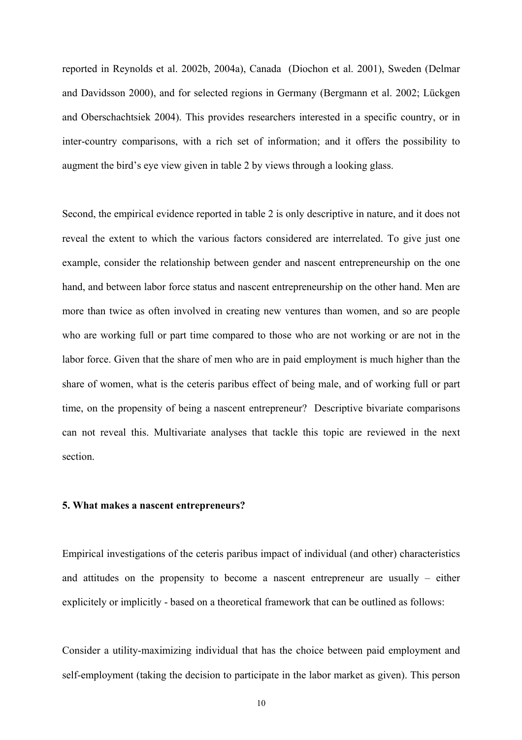reported in Reynolds et al. 2002b, 2004a), Canada (Diochon et al. 2001), Sweden (Delmar and Davidsson 2000), and for selected regions in Germany (Bergmann et al. 2002; Lückgen and Oberschachtsiek 2004). This provides researchers interested in a specific country, or in inter-country comparisons, with a rich set of information; and it offers the possibility to augment the bird's eye view given in table 2 by views through a looking glass.

Second, the empirical evidence reported in table 2 is only descriptive in nature, and it does not reveal the extent to which the various factors considered are interrelated. To give just one example, consider the relationship between gender and nascent entrepreneurship on the one hand, and between labor force status and nascent entrepreneurship on the other hand. Men are more than twice as often involved in creating new ventures than women, and so are people who are working full or part time compared to those who are not working or are not in the labor force. Given that the share of men who are in paid employment is much higher than the share of women, what is the ceteris paribus effect of being male, and of working full or part time, on the propensity of being a nascent entrepreneur? Descriptive bivariate comparisons can not reveal this. Multivariate analyses that tackle this topic are reviewed in the next section.

**5. What makes a nascent entrepreneurs?**

Empirical investigations of the ceteris paribus impact of individual (and other) characteristics and attitudes on the propensity to become a nascent entrepreneur are usually – either explicitely or implicitly - based on a theoretical framework that can be outlined as follows:

Consider a utility-maximizing individual that has the choice between paid employment and self-employment (taking the decision to participate in the labor market as given). This person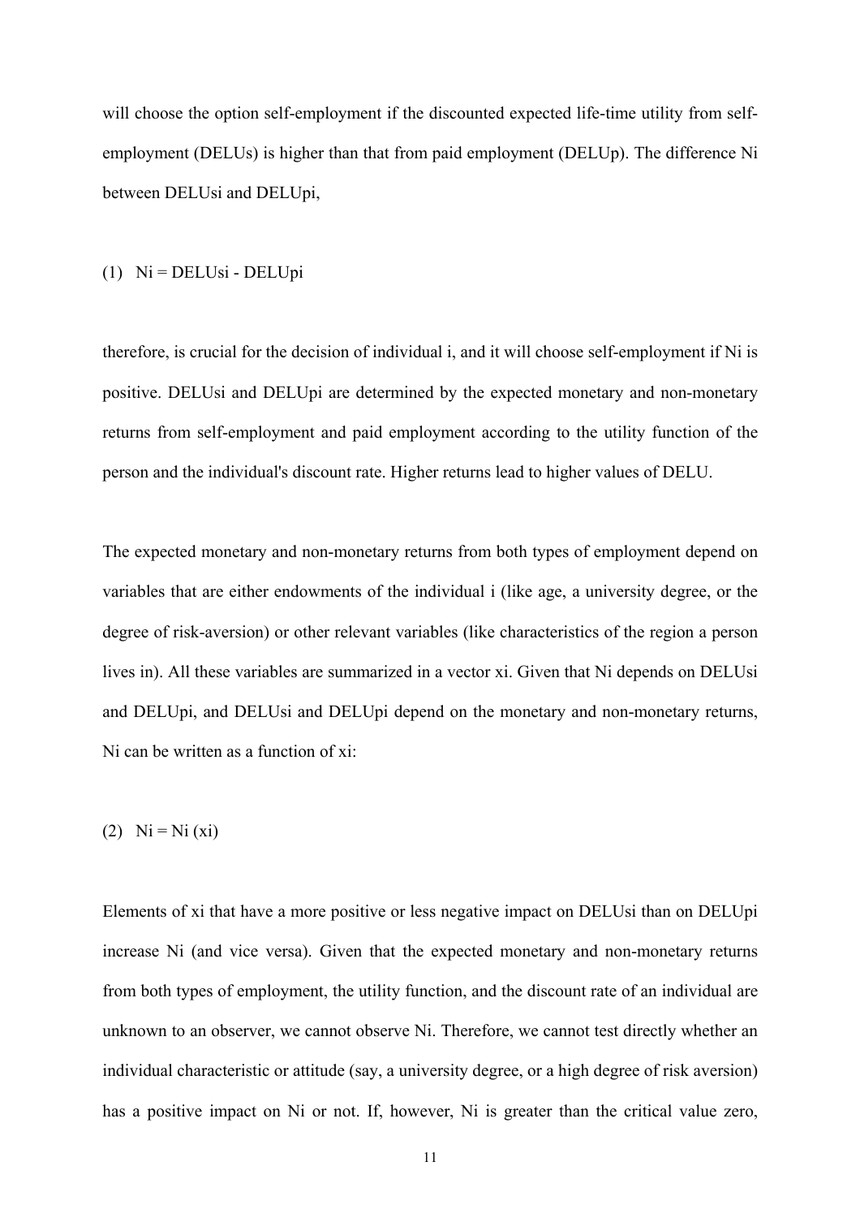will choose the option self-employment if the discounted expected life-time utility from self-employment (DELUs) is higher than that from paid employment (DELUp). The difference Ni between DELUsi and DELUpi,

$$(1) \quad N_i = DELU_{si} - DELU_{pi}$$

therefore, is crucial for the decision of individual i, and it will choose self-employment if Ni is positive. DELUsi and DELUpi are determined by the expected monetary and non-monetary returns from self-employment and paid employment according to the utility function of the person and the individual's discount rate. Higher returns lead to higher values of DELU.

The expected monetary and non-monetary returns from both types of employment depend on variables that are either endowments of the individual i (like age, a university degree, or the degree of risk-aversion) or other relevant variables (like characteristics of the region a person lives in). All these variables are summarized in a vector xi. Given that Ni depends on DELUsi and DELUpi, and DELUsi and DELUpi depend on the monetary and non-monetary returns, Ni can be written as a function of xi:

$$(2) \quad N_i = N_i(x_i)$$

Elements of xi that have a more positive or less negative impact on DELUsi than on DELUpi increase Ni (and vice versa). Given that the expected monetary and non-monetary returns from both types of employment, the utility function, and the discount rate of an individual are unknown to an observer, we cannot observe Ni. Therefore, we cannot test directly whether an individual characteristic or attitude (say, a university degree, or a high degree of risk aversion) has a positive impact on Ni or not. If, however, Ni is greater than the critical value zero,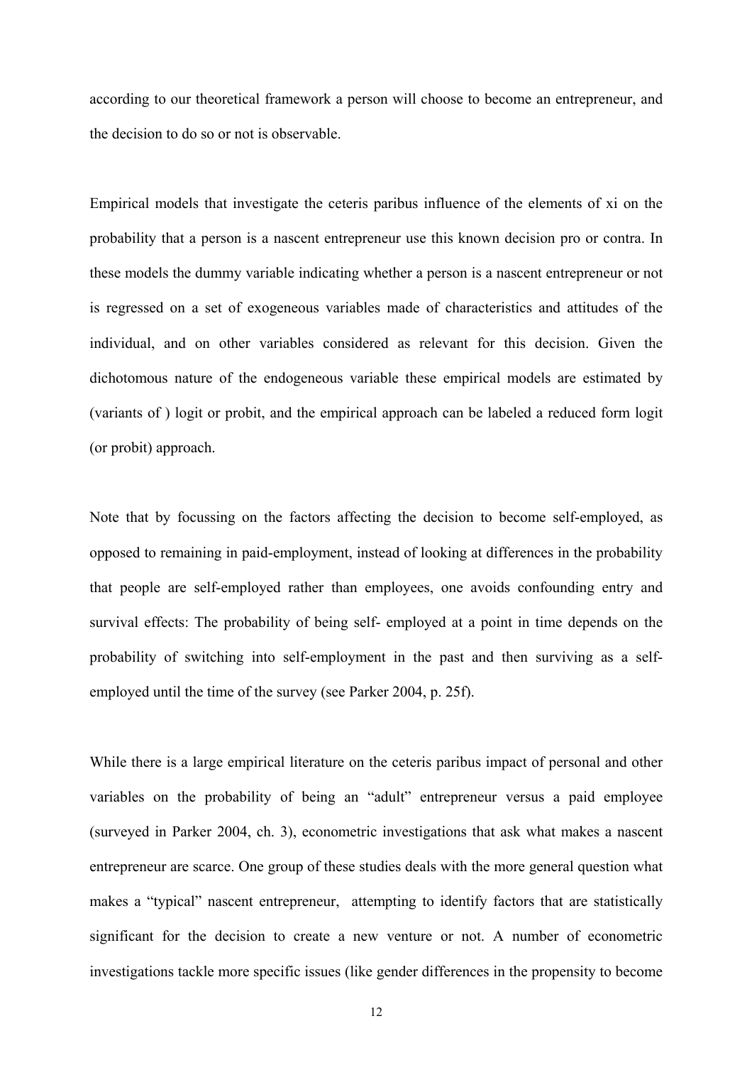according to our theoretical framework a person will choose to become an entrepreneur, and the decision to do so or not is observable.

Empirical models that investigate the ceteris paribus influence of the elements of xi on the probability that a person is a nascent entrepreneur use this known decision pro or contra. In these models the dummy variable indicating whether a person is a nascent entrepreneur or not is regressed on a set of exogeneous variables made of characteristics and attitudes of the individual, and on other variables considered as relevant for this decision. Given the dichotomous nature of the endogeneous variable these empirical models are estimated by (variants of ) logit or probit, and the empirical approach can be labeled a reduced form logit (or probit) approach.

Note that by focussing on the factors affecting the decision to become self-employed, as opposed to remaining in paid-employment, instead of looking at differences in the probability that people are self-employed rather than employees, one avoids confounding entry and survival effects: The probability of being self- employed at a point in time depends on the probability of switching into self-employment in the past and then surviving as a self-employed until the time of the survey (see Parker 2004, p. 25f).

While there is a large empirical literature on the ceteris paribus impact of personal and other variables on the probability of being an "adult" entrepreneur versus a paid employee (surveyed in Parker 2004, ch. 3), econometric investigations that ask what makes a nascent entrepreneur are scarce. One group of these studies deals with the more general question what makes a "typical" nascent entrepreneur, attempting to identify factors that are statistically significant for the decision to create a new venture or not. A number of econometric investigations tackle more specific issues (like gender differences in the propensity to become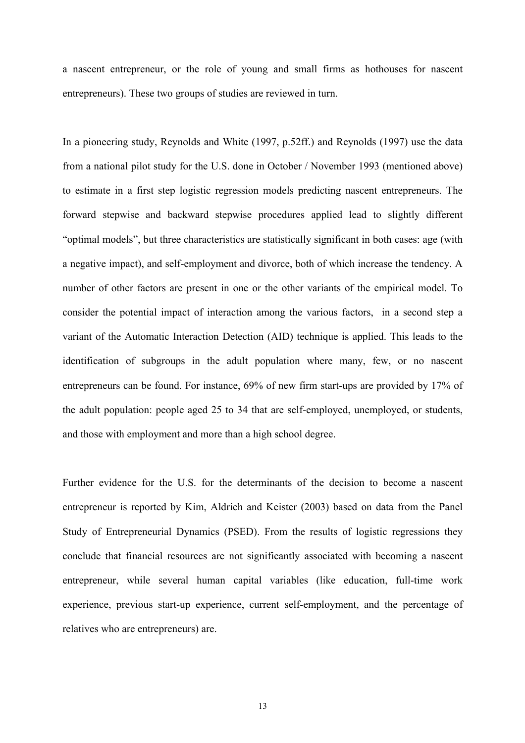a nascent entrepreneur, or the role of young and small firms as hothouses for nascent entrepreneurs). These two groups of studies are reviewed in turn.

In a pioneering study, Reynolds and White (1997, p.52ff.) and Reynolds (1997) use the data from a national pilot study for the U.S. done in October / November 1993 (mentioned above) to estimate in a first step logistic regression models predicting nascent entrepreneurs. The forward stepwise and backward stepwise procedures applied lead to slightly different "optimal models", but three characteristics are statistically significant in both cases: age (with a negative impact), and self-employment and divorce, both of which increase the tendency. A number of other factors are present in one or the other variants of the empirical model. To consider the potential impact of interaction among the various factors, in a second step a variant of the Automatic Interaction Detection (AID) technique is applied. This leads to the identification of subgroups in the adult population where many, few, or no nascent entrepreneurs can be found. For instance, 69% of new firm start-ups are provided by 17% of the adult population: people aged 25 to 34 that are self-employed, unemployed, or students, and those with employment and more than a high school degree.

Further evidence for the U.S. for the determinants of the decision to become a nascent entrepreneur is reported by Kim, Aldrich and Keister (2003) based on data from the Panel Study of Entrepreneurial Dynamics (PSED). From the results of logistic regressions they conclude that financial resources are not significantly associated with becoming a nascent entrepreneur, while several human capital variables (like education, full-time work experience, previous start-up experience, current self-employment, and the percentage of relatives who are entrepreneurs) are.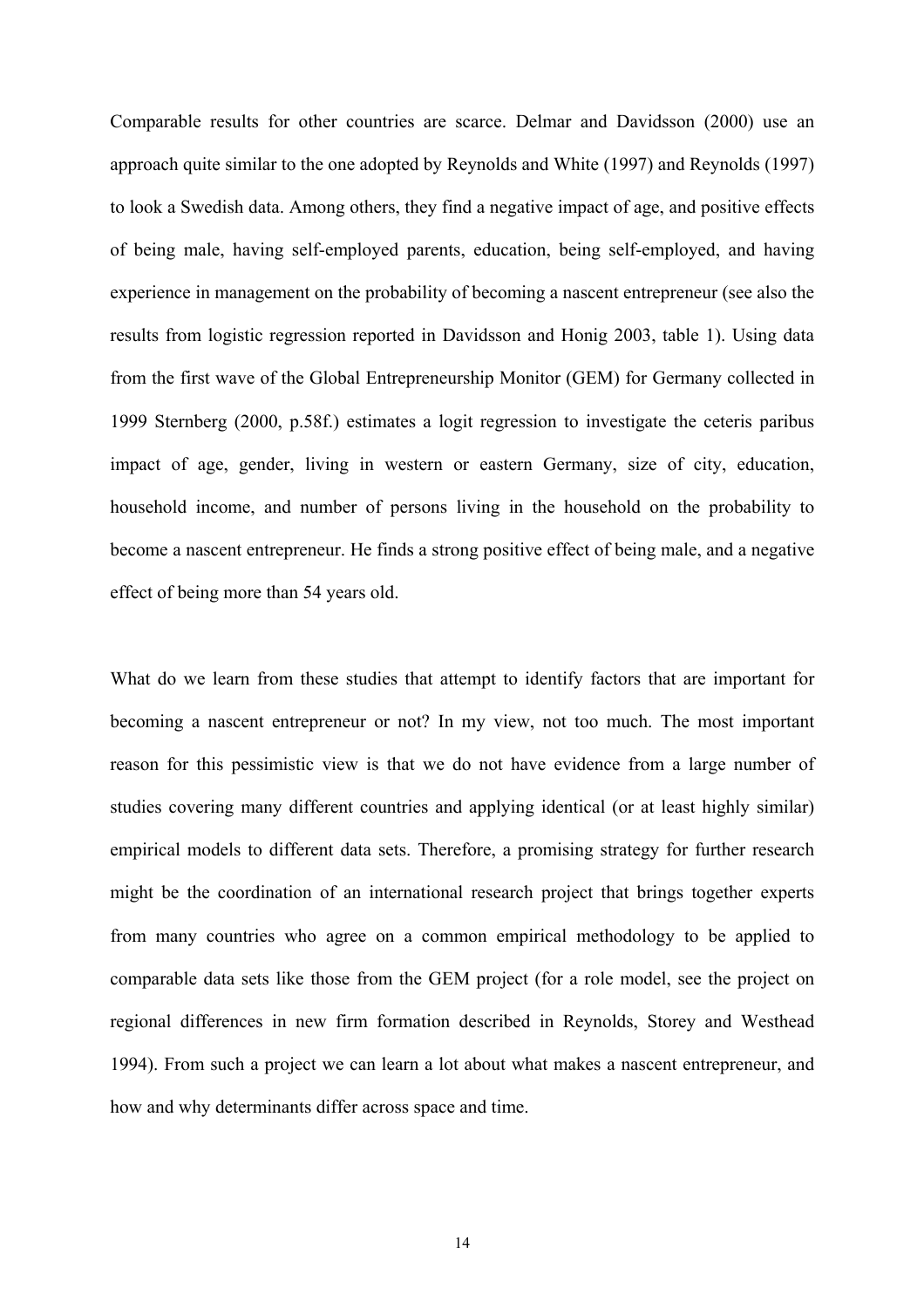Comparable results for other countries are scarce. Delmar and Davidsson (2000) use an approach quite similar to the one adopted by Reynolds and White (1997) and Reynolds (1997) to look a Swedish data. Among others, they find a negative impact of age, and positive effects of being male, having self-employed parents, education, being self-employed, and having experience in management on the probability of becoming a nascent entrepreneur (see also the results from logistic regression reported in Davidsson and Honig 2003, table 1). Using data from the first wave of the Global Entrepreneurship Monitor (GEM) for Germany collected in 1999 Sternberg (2000, p.58f.) estimates a logit regression to investigate the ceteris paribus impact of age, gender, living in western or eastern Germany, size of city, education, household income, and number of persons living in the household on the probability to become a nascent entrepreneur. He finds a strong positive effect of being male, and a negative effect of being more than 54 years old.

What do we learn from these studies that attempt to identify factors that are important for becoming a nascent entrepreneur or not? In my view, not too much. The most important reason for this pessimistic view is that we do not have evidence from a large number of studies covering many different countries and applying identical (or at least highly similar) empirical models to different data sets. Therefore, a promising strategy for further research might be the coordination of an international research project that brings together experts from many countries who agree on a common empirical methodology to be applied to comparable data sets like those from the GEM project (for a role model, see the project on regional differences in new firm formation described in Reynolds, Storey and Westhead 1994). From such a project we can learn a lot about what makes a nascent entrepreneur, and how and why determinants differ across space and time.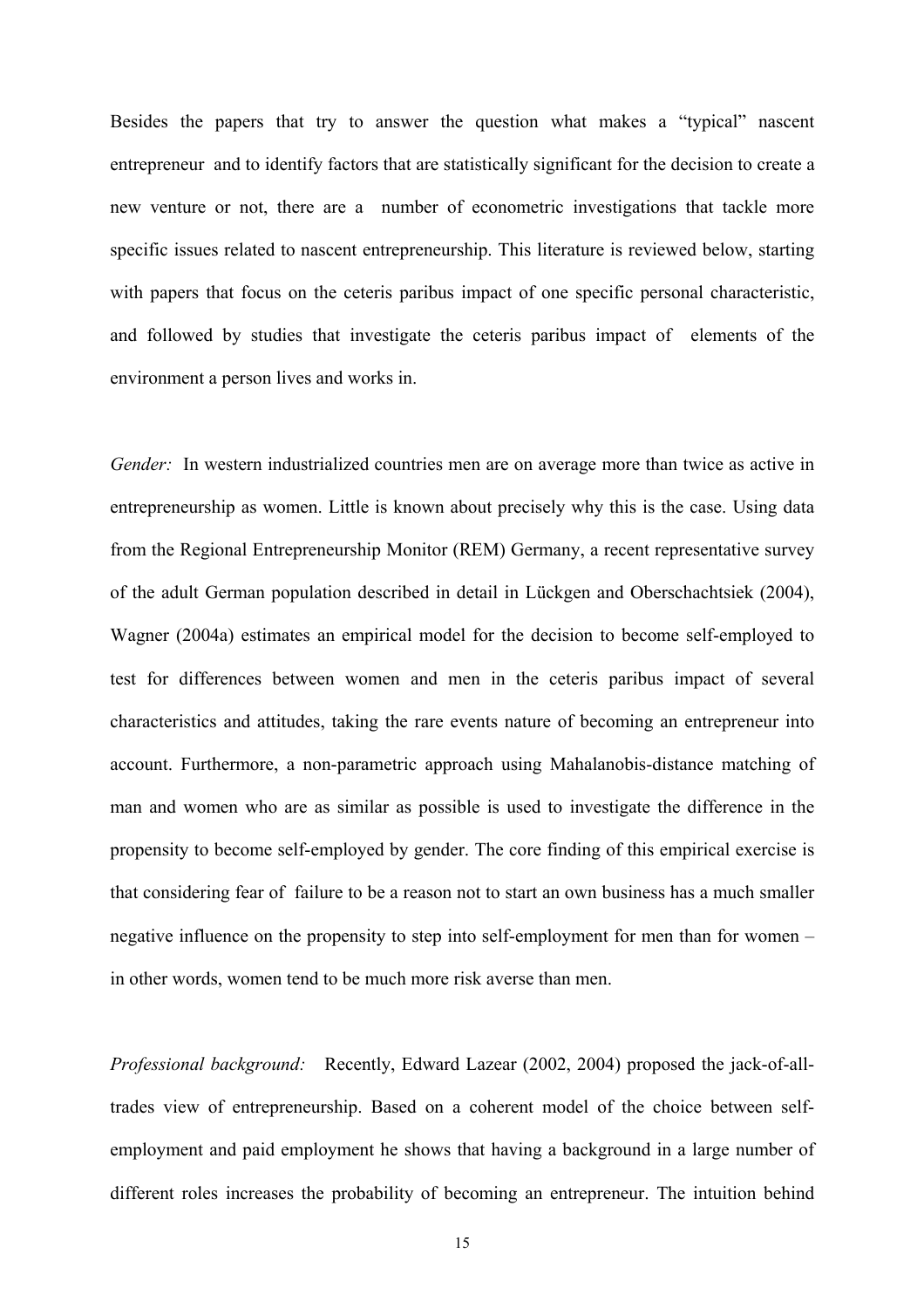Besides the papers that try to answer the question what makes a "typical" nascent entrepreneur and to identify factors that are statistically significant for the decision to create a new venture or not, there are a number of econometric investigations that tackle more specific issues related to nascent entrepreneurship. This literature is reviewed below, starting with papers that focus on the ceteris paribus impact of one specific personal characteristic, and followed by studies that investigate the ceteris paribus impact of elements of the environment a person lives and works in.

*Gender:* In western industrialized countries men are on average more than twice as active in entrepreneurship as women. Little is known about precisely why this is the case. Using data from the Regional Entrepreneurship Monitor (REM) Germany, a recent representative survey of the adult German population described in detail in Lückgen and Oberschachtsiek (2004), Wagner (2004a) estimates an empirical model for the decision to become self-employed to test for differences between women and men in the ceteris paribus impact of several characteristics and attitudes, taking the rare events nature of becoming an entrepreneur into account. Furthermore, a non-parametric approach using Mahalanobis-distance matching of man and women who are as similar as possible is used to investigate the difference in the propensity to become self-employed by gender. The core finding of this empirical exercise is that considering fear of failure to be a reason not to start an own business has a much smaller negative influence on the propensity to step into self-employment for men than for women – in other words, women tend to be much more risk averse than men.

*Professional background:* Recently, Edward Lazear (2002, 2004) proposed the jack-of-all-trades view of entrepreneurship. Based on a coherent model of the choice between self-employment and paid employment he shows that having a background in a large number of different roles increases the probability of becoming an entrepreneur. The intuition behind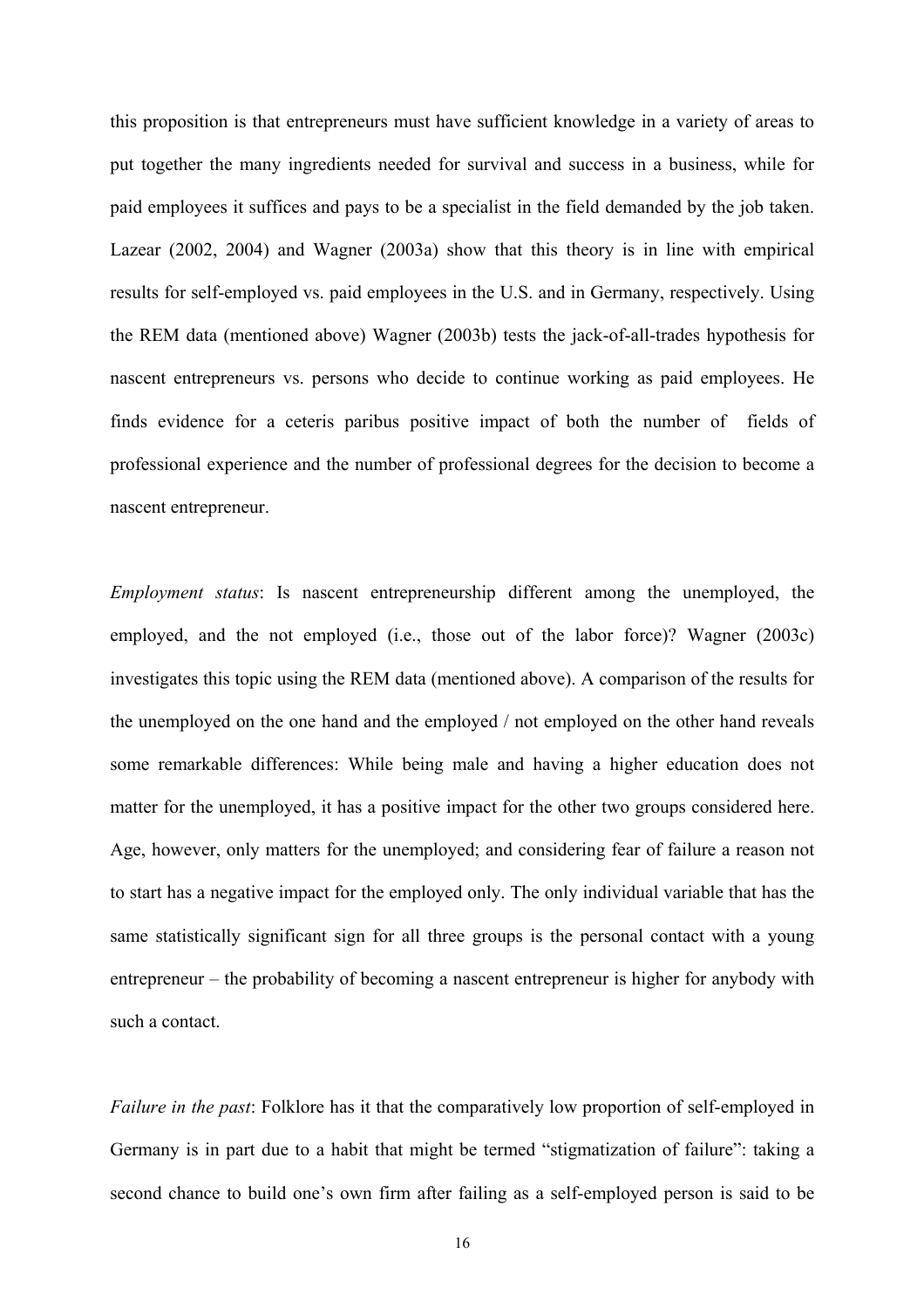this proposition is that entrepreneurs must have sufficient knowledge in a variety of areas to put together the many ingredients needed for survival and success in a business, while for paid employees it suffices and pays to be a specialist in the field demanded by the job taken. Lazear (2002, 2004) and Wagner (2003a) show that this theory is in line with empirical results for self-employed vs. paid employees in the U.S. and in Germany, respectively. Using the REM data (mentioned above) Wagner (2003b) tests the jack-of-all-trades hypothesis for nascent entrepreneurs vs. persons who decide to continue working as paid employees. He finds evidence for a ceteris paribus positive impact of both the number of fields of professional experience and the number of professional degrees for the decision to become a nascent entrepreneur.

*Employment status*: Is nascent entrepreneurship different among the unemployed, the employed, and the not employed (i.e., those out of the labor force)? Wagner (2003c) investigates this topic using the REM data (mentioned above). A comparison of the results for the unemployed on the one hand and the employed / not employed on the other hand reveals some remarkable differences: While being male and having a higher education does not matter for the unemployed, it has a positive impact for the other two groups considered here. Age, however, only matters for the unemployed; and considering fear of failure a reason not to start has a negative impact for the employed only. The only individual variable that has the same statistically significant sign for all three groups is the personal contact with a young entrepreneur – the probability of becoming a nascent entrepreneur is higher for anybody with such a contact.

*Failure in the past*: Folklore has it that the comparatively low proportion of self-employed in Germany is in part due to a habit that might be termed "stigmatization of failure": taking a second chance to build one's own firm after failing as a self-employed person is said to be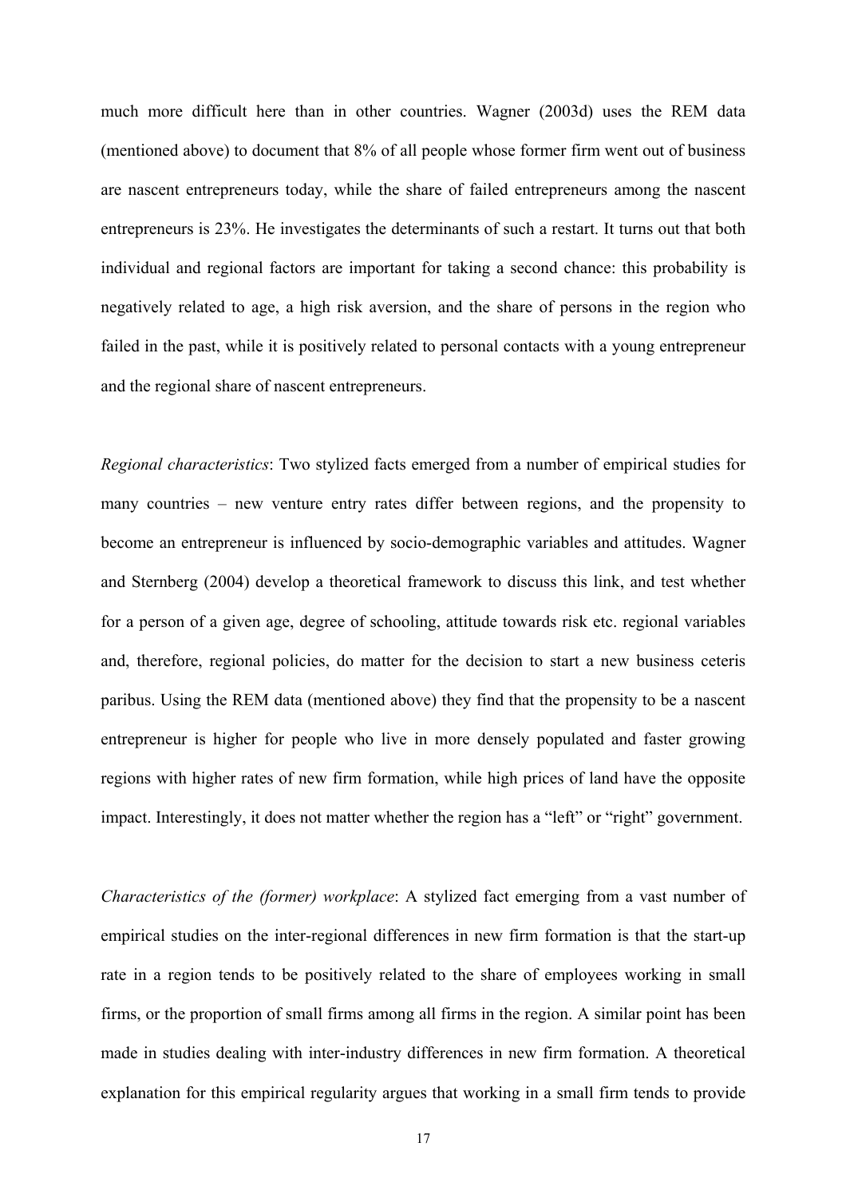much more difficult here than in other countries. Wagner (2003d) uses the REM data (mentioned above) to document that 8% of all people whose former firm went out of business are nascent entrepreneurs today, while the share of failed entrepreneurs among the nascent entrepreneurs is 23%. He investigates the determinants of such a restart. It turns out that both individual and regional factors are important for taking a second chance: this probability is negatively related to age, a high risk aversion, and the share of persons in the region who failed in the past, while it is positively related to personal contacts with a young entrepreneur and the regional share of nascent entrepreneurs.

*Regional characteristics*: Two stylized facts emerged from a number of empirical studies for many countries – new venture entry rates differ between regions, and the propensity to become an entrepreneur is influenced by socio-demographic variables and attitudes. Wagner and Sternberg (2004) develop a theoretical framework to discuss this link, and test whether for a person of a given age, degree of schooling, attitude towards risk etc. regional variables and, therefore, regional policies, do matter for the decision to start a new business ceteris paribus. Using the REM data (mentioned above) they find that the propensity to be a nascent entrepreneur is higher for people who live in more densely populated and faster growing regions with higher rates of new firm formation, while high prices of land have the opposite impact. Interestingly, it does not matter whether the region has a "left" or "right" government.

*Characteristics of the (former) workplace*: A stylized fact emerging from a vast number of empirical studies on the inter-regional differences in new firm formation is that the start-up rate in a region tends to be positively related to the share of employees working in small firms, or the proportion of small firms among all firms in the region. A similar point has been made in studies dealing with inter-industry differences in new firm formation. A theoretical explanation for this empirical regularity argues that working in a small firm tends to provide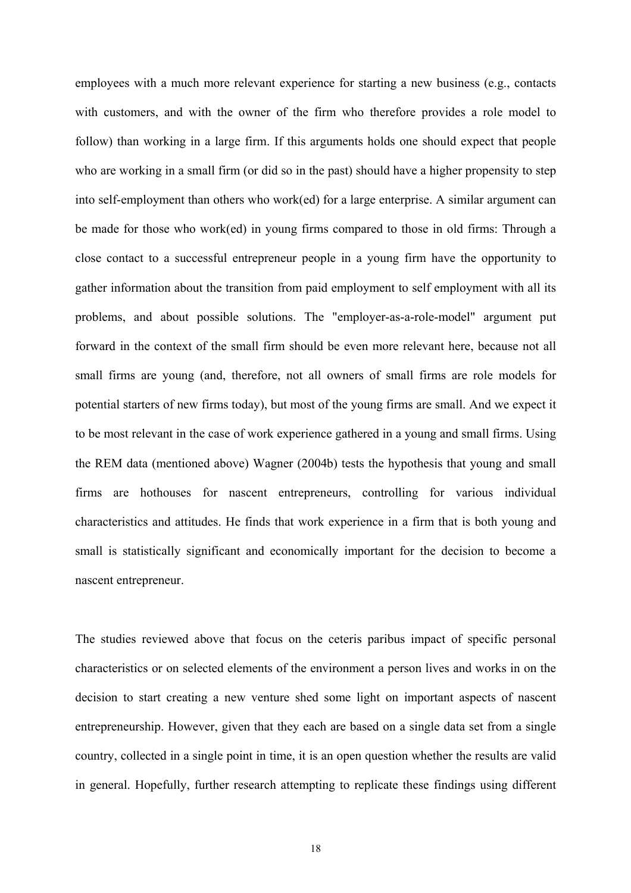employees with a much more relevant experience for starting a new business (e.g., contacts with customers, and with the owner of the firm who therefore provides a role model to follow) than working in a large firm. If this arguments holds one should expect that people who are working in a small firm (or did so in the past) should have a higher propensity to step into self-employment than others who work(ed) for a large enterprise. A similar argument can be made for those who work(ed) in young firms compared to those in old firms: Through a close contact to a successful entrepreneur people in a young firm have the opportunity to gather information about the transition from paid employment to self employment with all its problems, and about possible solutions. The "employer-as-a-role-model" argument put forward in the context of the small firm should be even more relevant here, because not all small firms are young (and, therefore, not all owners of small firms are role models for potential starters of new firms today), but most of the young firms are small. And we expect it to be most relevant in the case of work experience gathered in a young and small firms. Using the REM data (mentioned above) Wagner (2004b) tests the hypothesis that young and small firms are hothouses for nascent entrepreneurs, controlling for various individual characteristics and attitudes. He finds that work experience in a firm that is both young and small is statistically significant and economically important for the decision to become a nascent entrepreneur.

The studies reviewed above that focus on the ceteris paribus impact of specific personal characteristics or on selected elements of the environment a person lives and works in on the decision to start creating a new venture shed some light on important aspects of nascent entrepreneurship. However, given that they each are based on a single data set from a single country, collected in a single point in time, it is an open question whether the results are valid in general. Hopefully, further research attempting to replicate these findings using different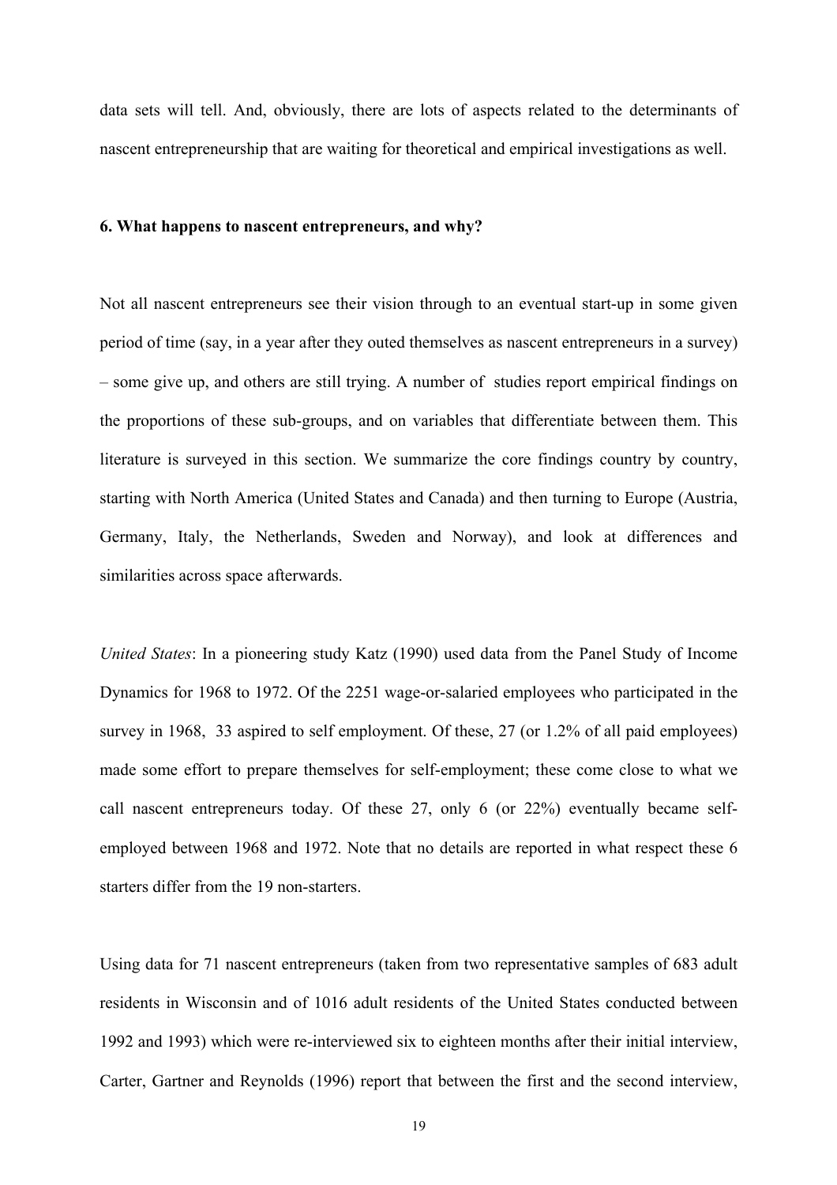data sets will tell. And, obviously, there are lots of aspects related to the determinants of nascent entrepreneurship that are waiting for theoretical and empirical investigations as well.

**6. What happens to nascent entrepreneurs, and why?**

Not all nascent entrepreneurs see their vision through to an eventual start-up in some given period of time (say, in a year after they outed themselves as nascent entrepreneurs in a survey) – some give up, and others are still trying. A number of studies report empirical findings on the proportions of these sub-groups, and on variables that differentiate between them. This literature is surveyed in this section. We summarize the core findings country by country, starting with North America (United States and Canada) and then turning to Europe (Austria, Germany, Italy, the Netherlands, Sweden and Norway), and look at differences and similarities across space afterwards.

*United States*: In a pioneering study Katz (1990) used data from the Panel Study of Income Dynamics for 1968 to 1972. Of the 2251 wage-or-salaried employees who participated in the survey in 1968, 33 aspired to self employment. Of these, 27 (or 1.2% of all paid employees) made some effort to prepare themselves for self-employment; these come close to what we call nascent entrepreneurs today. Of these 27, only 6 (or 22%) eventually became self-employed between 1968 and 1972. Note that no details are reported in what respect these 6 starters differ from the 19 non-starters.

Using data for 71 nascent entrepreneurs (taken from two representative samples of 683 adult residents in Wisconsin and of 1016 adult residents of the United States conducted between 1992 and 1993) which were re-interviewed six to eighteen months after their initial interview, Carter, Gartner and Reynolds (1996) report that between the first and the second interview,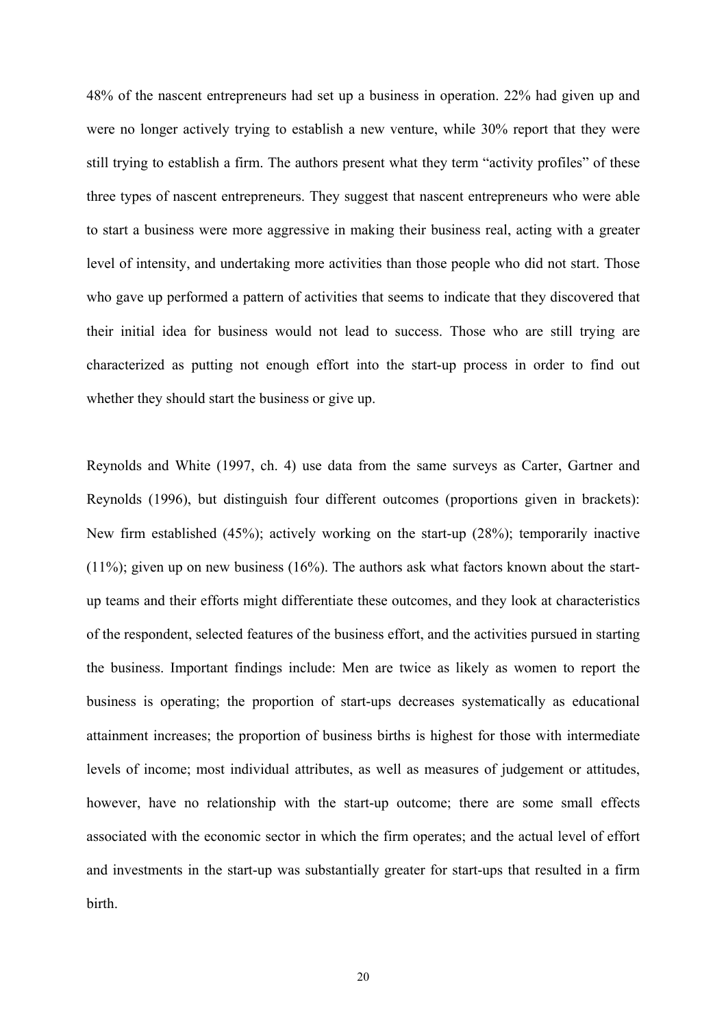48% of the nascent entrepreneurs had set up a business in operation. 22% had given up and were no longer actively trying to establish a new venture, while 30% report that they were still trying to establish a firm. The authors present what they term "activity profiles" of these three types of nascent entrepreneurs. They suggest that nascent entrepreneurs who were able to start a business were more aggressive in making their business real, acting with a greater level of intensity, and undertaking more activities than those people who did not start. Those who gave up performed a pattern of activities that seems to indicate that they discovered that their initial idea for business would not lead to success. Those who are still trying are characterized as putting not enough effort into the start-up process in order to find out whether they should start the business or give up.

Reynolds and White (1997, ch. 4) use data from the same surveys as Carter, Gartner and Reynolds (1996), but distinguish four different outcomes (proportions given in brackets): New firm established (45%); actively working on the start-up (28%); temporarily inactive (11%); given up on new business (16%). The authors ask what factors known about the start-up teams and their efforts might differentiate these outcomes, and they look at characteristics of the respondent, selected features of the business effort, and the activities pursued in starting the business. Important findings include: Men are twice as likely as women to report the business is operating; the proportion of start-ups decreases systematically as educational attainment increases; the proportion of business births is highest for those with intermediate levels of income; most individual attributes, as well as measures of judgement or attitudes, however, have no relationship with the start-up outcome; there are some small effects associated with the economic sector in which the firm operates; and the actual level of effort and investments in the start-up was substantially greater for start-ups that resulted in a firm birth.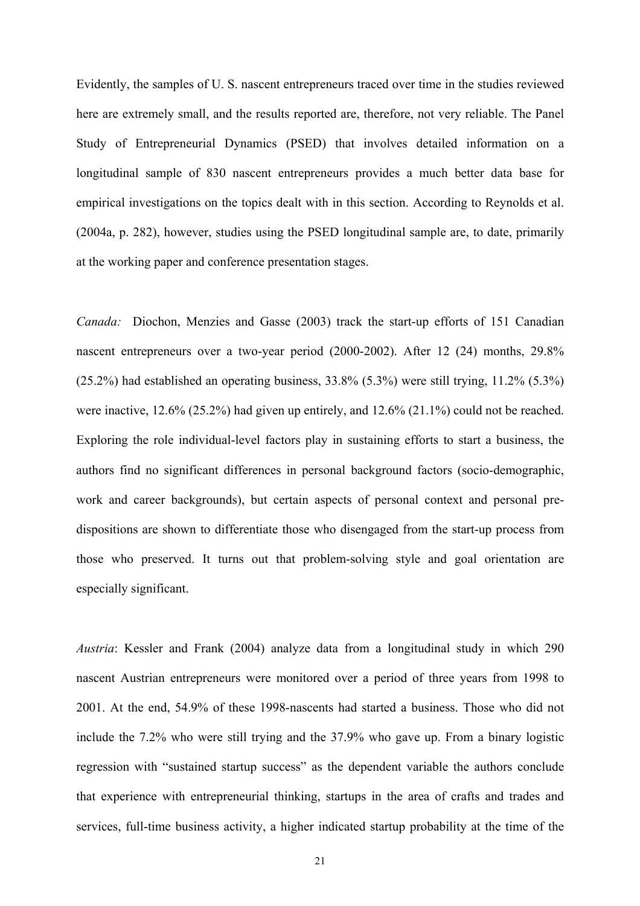Evidently, the samples of U. S. nascent entrepreneurs traced over time in the studies reviewed here are extremely small, and the results reported are, therefore, not very reliable. The Panel Study of Entrepreneurial Dynamics (PSED) that involves detailed information on a longitudinal sample of 830 nascent entrepreneurs provides a much better data base for empirical investigations on the topics dealt with in this section. According to Reynolds et al. (2004a, p. 282), however, studies using the PSED longitudinal sample are, to date, primarily at the working paper and conference presentation stages.

*Canada:* Diochon, Menzies and Gasse (2003) track the start-up efforts of 151 Canadian nascent entrepreneurs over a two-year period (2000-2002). After 12 (24) months, 29.8% (25.2%) had established an operating business, 33.8% (5.3%) were still trying, 11.2% (5.3%) were inactive, 12.6% (25.2%) had given up entirely, and 12.6% (21.1%) could not be reached. Exploring the role individual-level factors play in sustaining efforts to start a business, the authors find no significant differences in personal background factors (socio-demographic, work and career backgrounds), but certain aspects of personal context and personal pre-dispositions are shown to differentiate those who disengaged from the start-up process from those who preserved. It turns out that problem-solving style and goal orientation are especially significant.

*Austria*: Kessler and Frank (2004) analyze data from a longitudinal study in which 290 nascent Austrian entrepreneurs were monitored over a period of three years from 1998 to 2001. At the end, 54.9% of these 1998-nascents had started a business. Those who did not include the 7.2% who were still trying and the 37.9% who gave up. From a binary logistic regression with "sustained startup success" as the dependent variable the authors conclude that experience with entrepreneurial thinking, startups in the area of crafts and trades and services, full-time business activity, a higher indicated startup probability at the time of the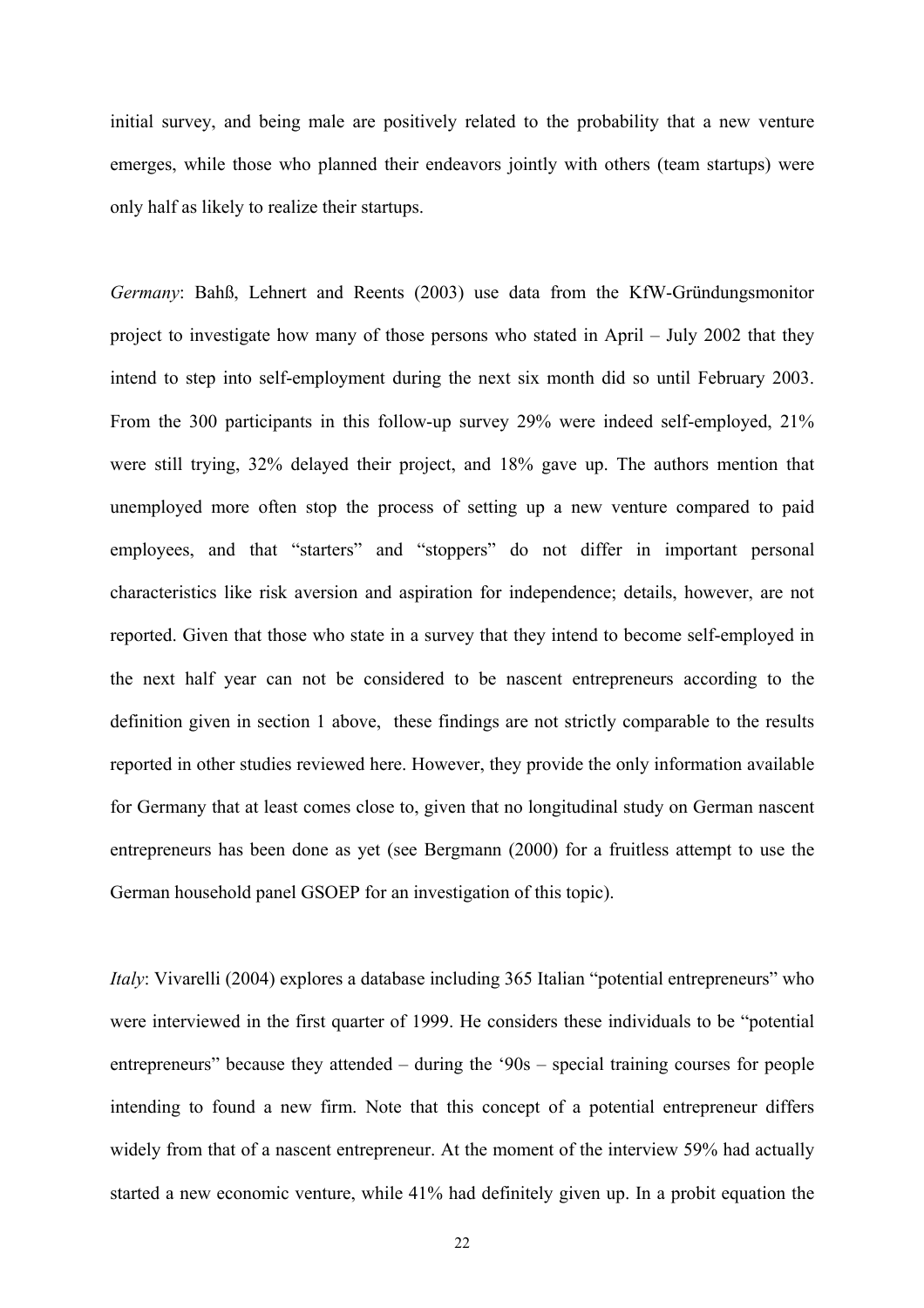initial survey, and being male are positively related to the probability that a new venture emerges, while those who planned their endeavors jointly with others (team startups) were only half as likely to realize their startups.

*Germany*: Bahß, Lehnert and Reents (2003) use data from the KfW-Gründungsmonitor project to investigate how many of those persons who stated in April – July 2002 that they intend to step into self-employment during the next six month did so until February 2003. From the 300 participants in this follow-up survey 29% were indeed self-employed, 21% were still trying, 32% delayed their project, and 18% gave up. The authors mention that unemployed more often stop the process of setting up a new venture compared to paid employees, and that "starters" and "stoppers" do not differ in important personal characteristics like risk aversion and aspiration for independence; details, however, are not reported. Given that those who state in a survey that they intend to become self-employed in the next half year can not be considered to be nascent entrepreneurs according to the definition given in section 1 above, these findings are not strictly comparable to the results reported in other studies reviewed here. However, they provide the only information available for Germany that at least comes close to, given that no longitudinal study on German nascent entrepreneurs has been done as yet (see Bergmann (2000) for a fruitless attempt to use the German household panel GSOEP for an investigation of this topic).

*Italy*: Vivarelli (2004) explores a database including 365 Italian "potential entrepreneurs" who were interviewed in the first quarter of 1999. He considers these individuals to be "potential entrepreneurs" because they attended – during the '90s – special training courses for people intending to found a new firm. Note that this concept of a potential entrepreneur differs widely from that of a nascent entrepreneur. At the moment of the interview 59% had actually started a new economic venture, while 41% had definitely given up. In a probit equation the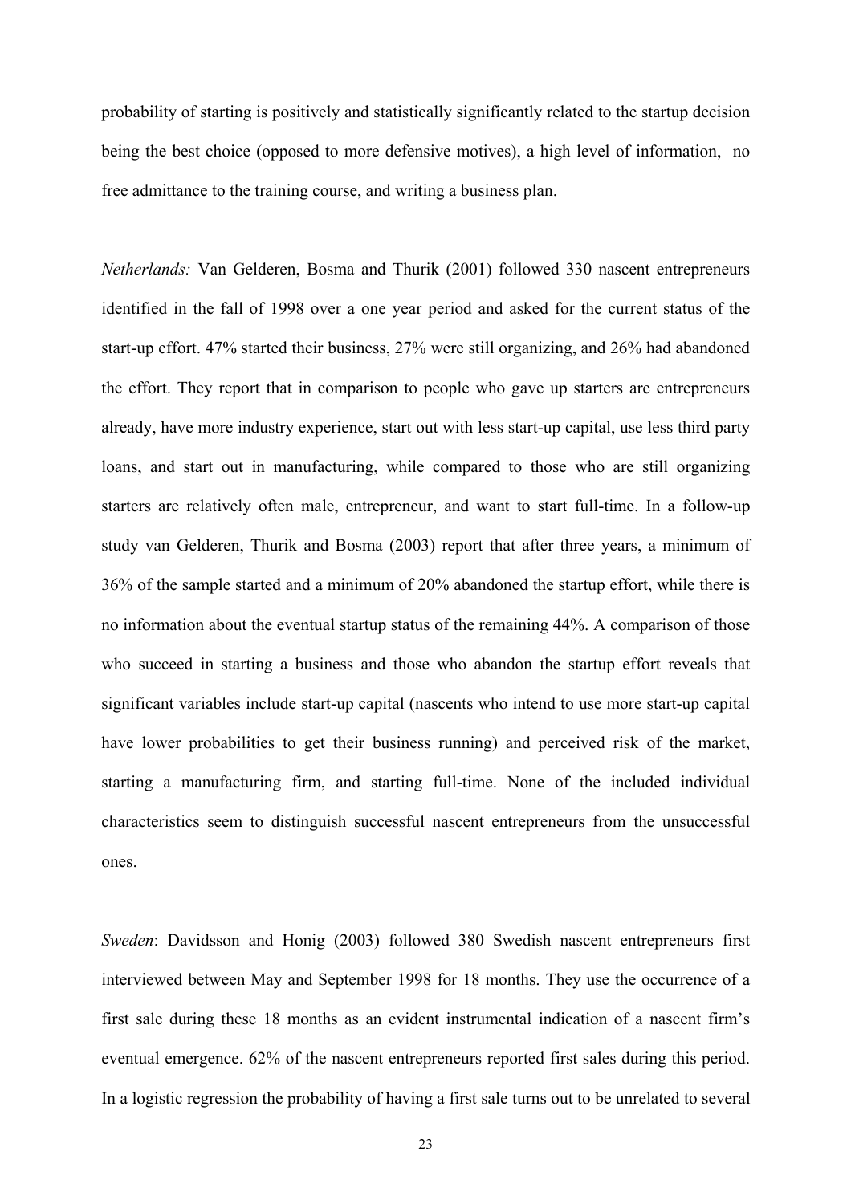probability of starting is positively and statistically significantly related to the startup decision being the best choice (opposed to more defensive motives), a high level of information, no free admittance to the training course, and writing a business plan.

*Netherlands:* Van Gelderen, Bosma and Thurik (2001) followed 330 nascent entrepreneurs identified in the fall of 1998 over a one year period and asked for the current status of the start-up effort. 47% started their business, 27% were still organizing, and 26% had abandoned the effort. They report that in comparison to people who gave up starters are entrepreneurs already, have more industry experience, start out with less start-up capital, use less third party loans, and start out in manufacturing, while compared to those who are still organizing starters are relatively often male, entrepreneur, and want to start full-time. In a follow-up study van Gelderen, Thurik and Bosma (2003) report that after three years, a minimum of 36% of the sample started and a minimum of 20% abandoned the startup effort, while there is no information about the eventual startup status of the remaining 44%. A comparison of those who succeed in starting a business and those who abandon the startup effort reveals that significant variables include start-up capital (nascents who intend to use more start-up capital have lower probabilities to get their business running) and perceived risk of the market, starting a manufacturing firm, and starting full-time. None of the included individual characteristics seem to distinguish successful nascent entrepreneurs from the unsuccessful ones.

*Sweden*: Davidsson and Honig (2003) followed 380 Swedish nascent entrepreneurs first interviewed between May and September 1998 for 18 months. They use the occurrence of a first sale during these 18 months as an evident instrumental indication of a nascent firm's eventual emergence. 62% of the nascent entrepreneurs reported first sales during this period. In a logistic regression the probability of having a first sale turns out to be unrelated to several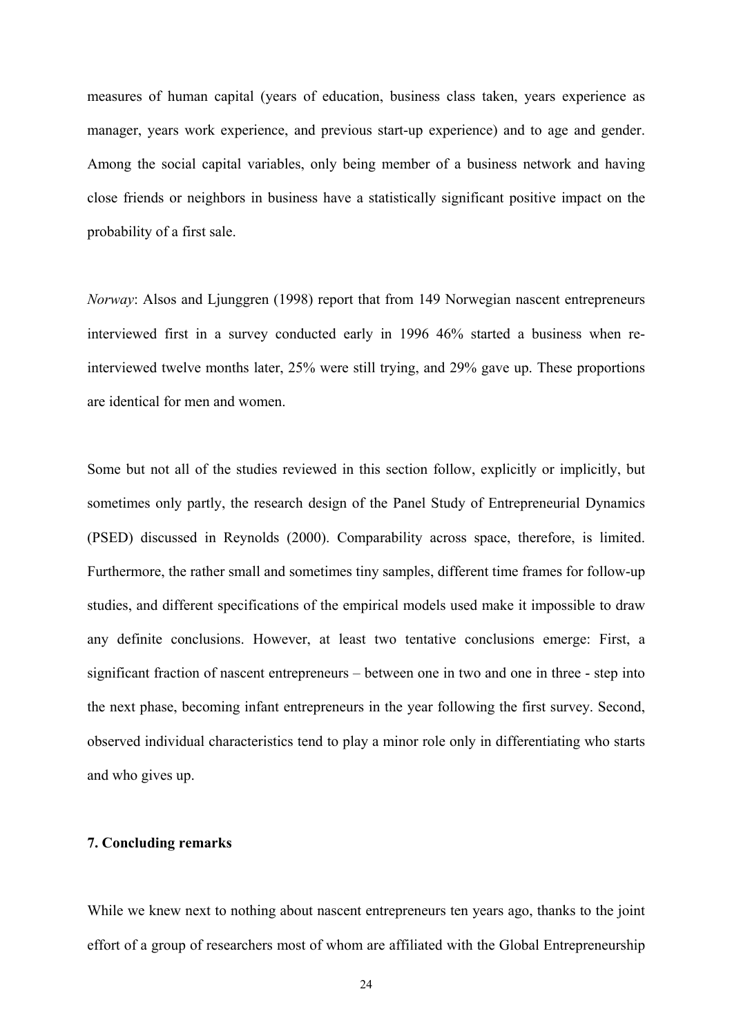measures of human capital (years of education, business class taken, years experience as manager, years work experience, and previous start-up experience) and to age and gender. Among the social capital variables, only being member of a business network and having close friends or neighbors in business have a statistically significant positive impact on the probability of a first sale.

*Norway*: Alsos and Ljunggren (1998) report that from 149 Norwegian nascent entrepreneurs interviewed first in a survey conducted early in 1996 46% started a business when re-interviewed twelve months later, 25% were still trying, and 29% gave up. These proportions are identical for men and women.

Some but not all of the studies reviewed in this section follow, explicitly or implicitly, but sometimes only partly, the research design of the Panel Study of Entrepreneurial Dynamics (PSED) discussed in Reynolds (2000). Comparability across space, therefore, is limited. Furthermore, the rather small and sometimes tiny samples, different time frames for follow-up studies, and different specifications of the empirical models used make it impossible to draw any definite conclusions. However, at least two tentative conclusions emerge: First, a significant fraction of nascent entrepreneurs – between one in two and one in three - step into the next phase, becoming infant entrepreneurs in the year following the first survey. Second, observed individual characteristics tend to play a minor role only in differentiating who starts and who gives up.

## 7. Concluding remarks

While we knew next to nothing about nascent entrepreneurs ten years ago, thanks to the joint effort of a group of researchers most of whom are affiliated with the Global Entrepreneurship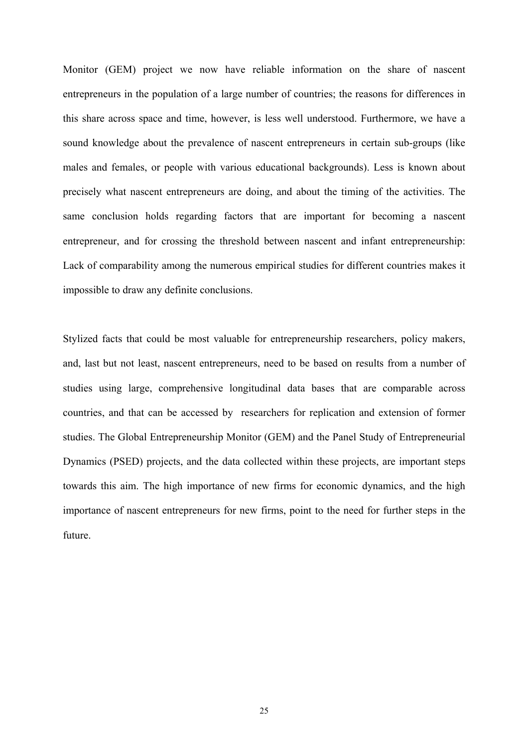Monitor (GEM) project we now have reliable information on the share of nascent entrepreneurs in the population of a large number of countries; the reasons for differences in this share across space and time, however, is less well understood. Furthermore, we have a sound knowledge about the prevalence of nascent entrepreneurs in certain sub-groups (like males and females, or people with various educational backgrounds). Less is known about precisely what nascent entrepreneurs are doing, and about the timing of the activities. The same conclusion holds regarding factors that are important for becoming a nascent entrepreneur, and for crossing the threshold between nascent and infant entrepreneurship: Lack of comparability among the numerous empirical studies for different countries makes it impossible to draw any definite conclusions.

Stylized facts that could be most valuable for entrepreneurship researchers, policy makers, and, last but not least, nascent entrepreneurs, need to be based on results from a number of studies using large, comprehensive longitudinal data bases that are comparable across countries, and that can be accessed by researchers for replication and extension of former studies. The Global Entrepreneurship Monitor (GEM) and the Panel Study of Entrepreneurial Dynamics (PSED) projects, and the data collected within these projects, are important steps towards this aim. The high importance of new firms for economic dynamics, and the high importance of nascent entrepreneurs for new firms, point to the need for further steps in the future.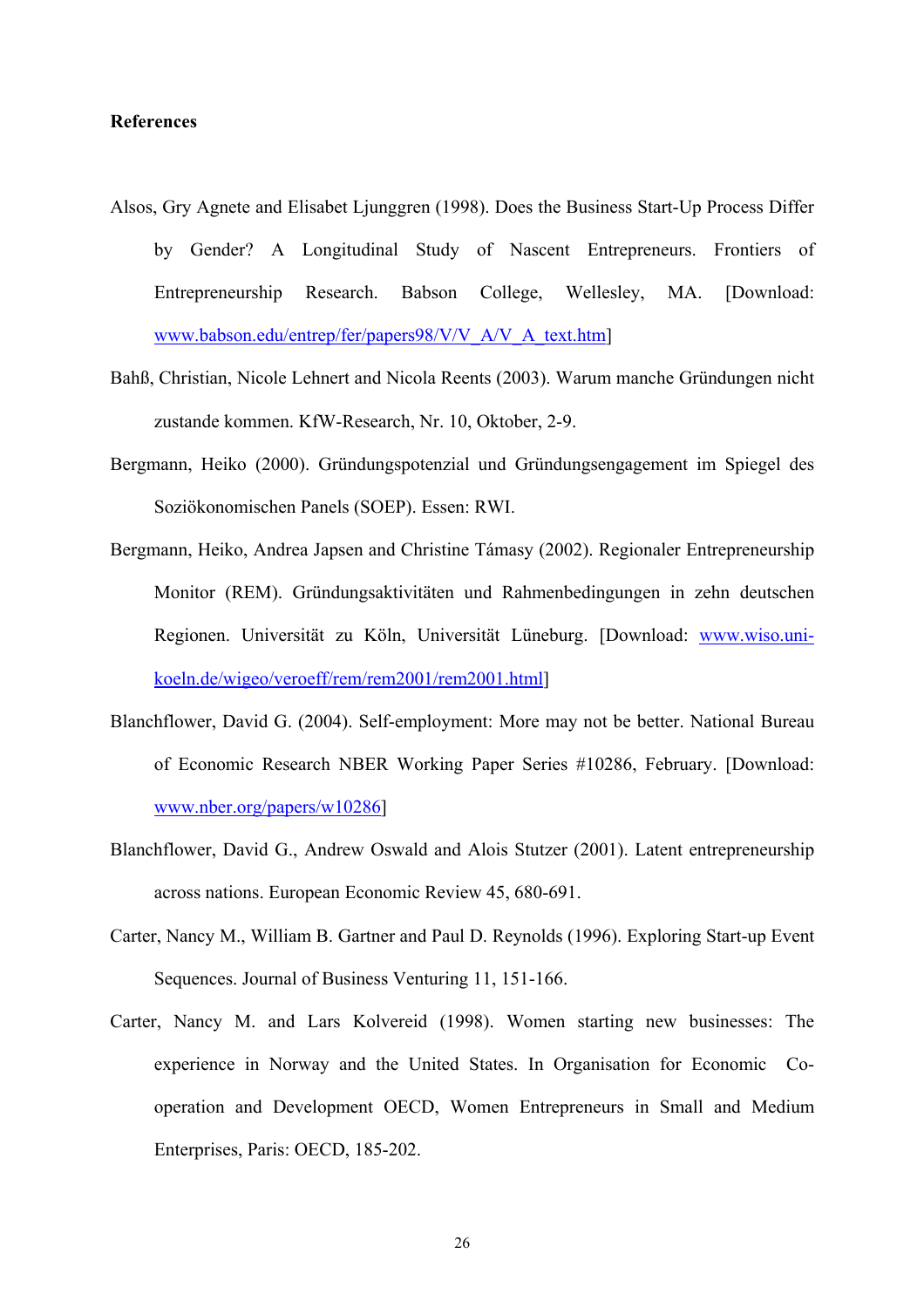**References**

Alsos, Gry Agnete and Elisabet Ljunggren (1998). Does the Business Start-Up Process Differ by Gender? A Longitudinal Study of Nascent Entrepreneurs. Frontiers of Entrepreneurship Research. Babson College, Wellesley, MA. [Download: www.babson.edu/entrep/fer/papers98/V/V_A/V_A_text.htm]

Bahß, Christian, Nicole Lehnert and Nicola Reents (2003). Warum manche Gründungen nicht zustande kommen. KfW-Research, Nr. 10, Oktober, 2-9.

Bergmann, Heiko (2000). Gründungspotenzial und Gründungsengagement im Spiegel des Soziökonomischen Panels (SOEP). Essen: RWI.

Bergmann, Heiko, Andrea Japsen and Christine Támasy (2002). Regionaler Entrepreneurship Monitor (REM). Gründungsaktivitäten und Rahmenbedingungen in zehn deutschen Regionen. Universität zu Köln, Universität Lüneburg. [Download: www.wiso.uni-koeln.de/wigeo/veroeff/rem/rem2001/rem2001.html]

Blanchflower, David G. (2004). Self-employment: More may not be better. National Bureau of Economic Research NBER Working Paper Series #10286, February. [Download: www.nber.org/papers/w10286]

Blanchflower, David G., Andrew Oswald and Alois Stutzer (2001). Latent entrepreneurship across nations. European Economic Review 45, 680-691.

Carter, Nancy M., William B. Gartner and Paul D. Reynolds (1996). Exploring Start-up Event Sequences. Journal of Business Venturing 11, 151-166.

Carter, Nancy M. and Lars Kolvereid (1998). Women starting new businesses: The experience in Norway and the United States. In Organisation for Economic Co-operation and Development OECD, Women Entrepreneurs in Small and Medium Enterprises, Paris: OECD, 185-202.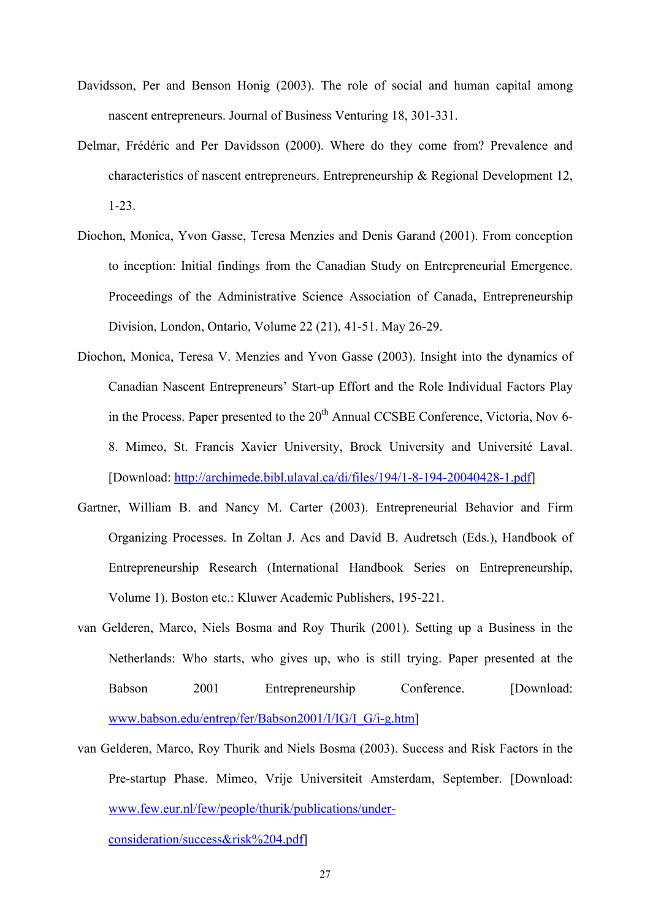Davidsson, Per and Benson Honig (2003). The role of social and human capital among nascent entrepreneurs. Journal of Business Venturing 18, 301-331.

Delmar, Frédéric and Per Davidsson (2000). Where do they come from? Prevalence and characteristics of nascent entrepreneurs. Entrepreneurship & Regional Development 12, 1-23.

Diochon, Monica, Yvon Gasse, Teresa Menzies and Denis Garand (2001). From conception to inception: Initial findings from the Canadian Study on Entrepreneurial Emergence. Proceedings of the Administrative Science Association of Canada, Entrepreneurship Division, London, Ontario, Volume 22 (21), 41-51. May 26-29.

Diochon, Monica, Teresa V. Menzies and Yvon Gasse (2003). Insight into the dynamics of Canadian Nascent Entrepreneurs' Start-up Effort and the Role Individual Factors Play in the Process. Paper presented to the 20th Annual CCSBE Conference, Victoria, Nov 6-8. Mimeo, St. Francis Xavier University, Brock University and Université Laval. [Download: http://archimede.bibl.ulaval.ca/di/files/194/1-8-194-20040428-1.pdf]

Gartner, William B. and Nancy M. Carter (2003). Entrepreneurial Behavior and Firm Organizing Processes. In Zoltan J. Acs and David B. Audretsch (Eds.), Handbook of Entrepreneurship Research (International Handbook Series on Entrepreneurship, Volume 1). Boston etc.: Kluwer Academic Publishers, 195-221.

van Gelderen, Marco, Niels Bosma and Roy Thurik (2001). Setting up a Business in the Netherlands: Who starts, who gives up, who is still trying. Paper presented at the Babson 2001 Entrepreneurship Conference. [Download: www.babson.edu/entrep/fer/Babson2001/I/IG/I_G/i-g.htm]

van Gelderen, Marco, Roy Thurik and Niels Bosma (2003). Success and Risk Factors in the Pre-startup Phase. Mimeo, Vrije Universiteit Amsterdam, September. [Download: www.few.eur.nl/few/people/thurik/publications/under-consideration/success&risk%204.pdf]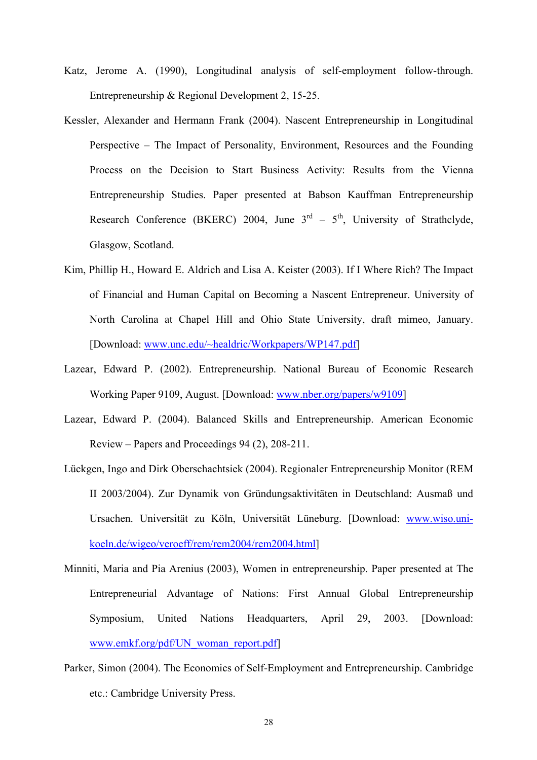Katz, Jerome A. (1990), Longitudinal analysis of self-employment follow-through. Entrepreneurship & Regional Development 2, 15-25.

Kessler, Alexander and Hermann Frank (2004). Nascent Entrepreneurship in Longitudinal Perspective – The Impact of Personality, Environment, Resources and the Founding Process on the Decision to Start Business Activity: Results from the Vienna Entrepreneurship Studies. Paper presented at Babson Kauffman Entrepreneurship Research Conference (BKERC) 2004, June 3rd – 5th, University of Strathclyde, Glasgow, Scotland.

Kim, Phillip H., Howard E. Aldrich and Lisa A. Keister (2003). If I Where Rich? The Impact of Financial and Human Capital on Becoming a Nascent Entrepreneur. University of North Carolina at Chapel Hill and Ohio State University, draft mimeo, January. [Download: www.unc.edu/~healdric/Workpapers/WP147.pdf]

Lazear, Edward P. (2002). Entrepreneurship. National Bureau of Economic Research Working Paper 9109, August. [Download: www.nber.org/papers/w9109]

Lazear, Edward P. (2004). Balanced Skills and Entrepreneurship. American Economic Review – Papers and Proceedings 94 (2), 208-211.

Lückgen, Ingo and Dirk Oberschachtsiek (2004). Regionaler Entrepreneurship Monitor (REM II 2003/2004). Zur Dynamik von Gründungsaktivitäten in Deutschland: Ausmaß und Ursachen. Universität zu Köln, Universität Lüneburg. [Download: www.wiso.uni-koeln.de/wigeo/veroeff/rem/rem2004/rem2004.html]

Minniti, Maria and Pia Arenius (2003), Women in entrepreneurship. Paper presented at The Entrepreneurial Advantage of Nations: First Annual Global Entrepreneurship Symposium, United Nations Headquarters, April 29, 2003. [Download: www.emkf.org/pdf/UN_woman_report.pdf]

Parker, Simon (2004). The Economics of Self-Employment and Entrepreneurship. Cambridge etc.: Cambridge University Press.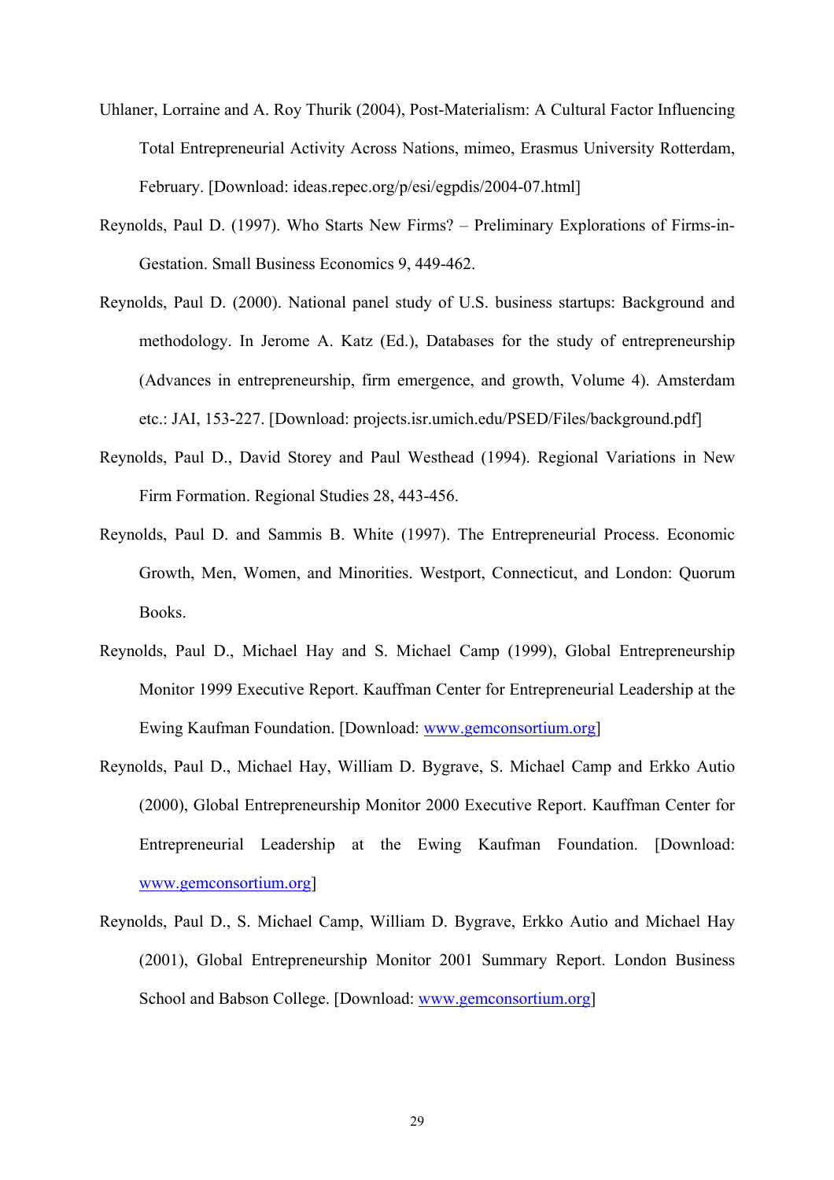Uhlaner, Lorraine and A. Roy Thurik (2004), Post-Materialism: A Cultural Factor Influencing Total Entrepreneurial Activity Across Nations, mimeo, Erasmus University Rotterdam, February. [Download: ideas.repec.org/p/esi/egpdis/2004-07.html]

Reynolds, Paul D. (1997). Who Starts New Firms? – Preliminary Explorations of Firms-in-Gestation. Small Business Economics 9, 449-462.

Reynolds, Paul D. (2000). National panel study of U.S. business startups: Background and methodology. In Jerome A. Katz (Ed.), Databases for the study of entrepreneurship (Advances in entrepreneurship, firm emergence, and growth, Volume 4). Amsterdam etc.: JAI, 153-227. [Download: projects.isr.umich.edu/PSED/Files/background.pdf]

Reynolds, Paul D., David Storey and Paul Westhead (1994). Regional Variations in New Firm Formation. Regional Studies 28, 443-456.

Reynolds, Paul D. and Sammis B. White (1997). The Entrepreneurial Process. Economic Growth, Men, Women, and Minorities. Westport, Connecticut, and London: Quorum Books.

Reynolds, Paul D., Michael Hay and S. Michael Camp (1999), Global Entrepreneurship Monitor 1999 Executive Report. Kauffman Center for Entrepreneurial Leadership at the Ewing Kaufman Foundation. [Download: www.gemconsortium.org]

Reynolds, Paul D., Michael Hay, William D. Bygrave, S. Michael Camp and Erkko Autio (2000), Global Entrepreneurship Monitor 2000 Executive Report. Kauffman Center for Entrepreneurial Leadership at the Ewing Kaufman Foundation. [Download: www.gemconsortium.org]

Reynolds, Paul D., S. Michael Camp, William D. Bygrave, Erkko Autio and Michael Hay (2001), Global Entrepreneurship Monitor 2001 Summary Report. London Business School and Babson College. [Download: www.gemconsortium.org]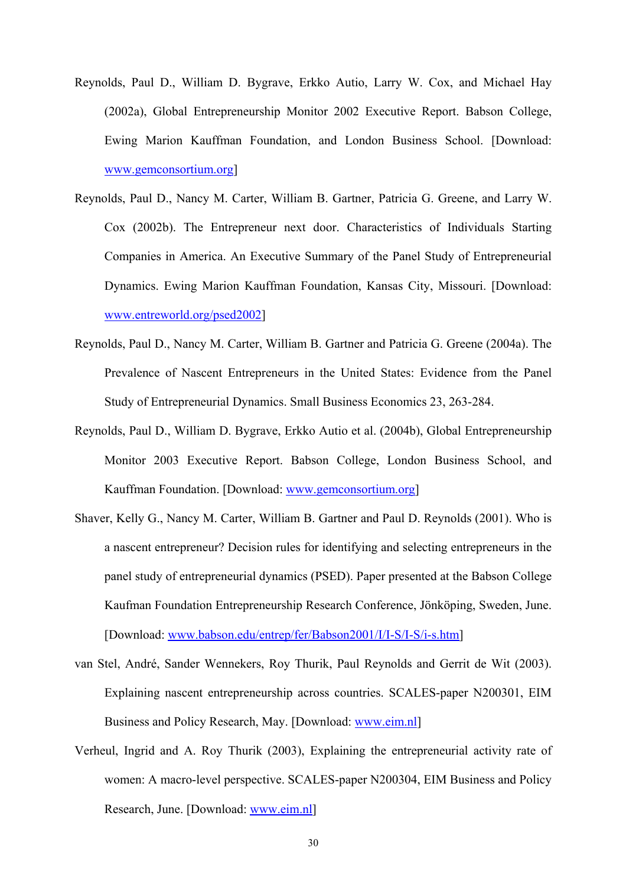Reynolds, Paul D., William D. Bygrave, Erkko Autio, Larry W. Cox, and Michael Hay (2002a), Global Entrepreneurship Monitor 2002 Executive Report. Babson College, Ewing Marion Kauffman Foundation, and London Business School. [Download: www.gemconsortium.org]

Reynolds, Paul D., Nancy M. Carter, William B. Gartner, Patricia G. Greene, and Larry W. Cox (2002b). The Entrepreneur next door. Characteristics of Individuals Starting Companies in America. An Executive Summary of the Panel Study of Entrepreneurial Dynamics. Ewing Marion Kauffman Foundation, Kansas City, Missouri. [Download: www.entreworld.org/psed2002]

Reynolds, Paul D., Nancy M. Carter, William B. Gartner and Patricia G. Greene (2004a). The Prevalence of Nascent Entrepreneurs in the United States: Evidence from the Panel Study of Entrepreneurial Dynamics. Small Business Economics 23, 263-284.

Reynolds, Paul D., William D. Bygrave, Erkko Autio et al. (2004b), Global Entrepreneurship Monitor 2003 Executive Report. Babson College, London Business School, and Kauffman Foundation. [Download: www.gemconsortium.org]

Shaver, Kelly G., Nancy M. Carter, William B. Gartner and Paul D. Reynolds (2001). Who is a nascent entrepreneur? Decision rules for identifying and selecting entrepreneurs in the panel study of entrepreneurial dynamics (PSED). Paper presented at the Babson College Kaufman Foundation Entrepreneurship Research Conference, Jönköping, Sweden, June. [Download: www.babson.edu/entrep/fer/Babson2001/I/I-S/I-S/i-s.htm]

van Stel, André, Sander Wennekers, Roy Thurik, Paul Reynolds and Gerrit de Wit (2003). Explaining nascent entrepreneurship across countries. SCALES-paper N200301, EIM Business and Policy Research, May. [Download: www.eim.nl]

Verheul, Ingrid and A. Roy Thurik (2003), Explaining the entrepreneurial activity rate of women: A macro-level perspective. SCALES-paper N200304, EIM Business and Policy Research, June. [Download: www.eim.nl]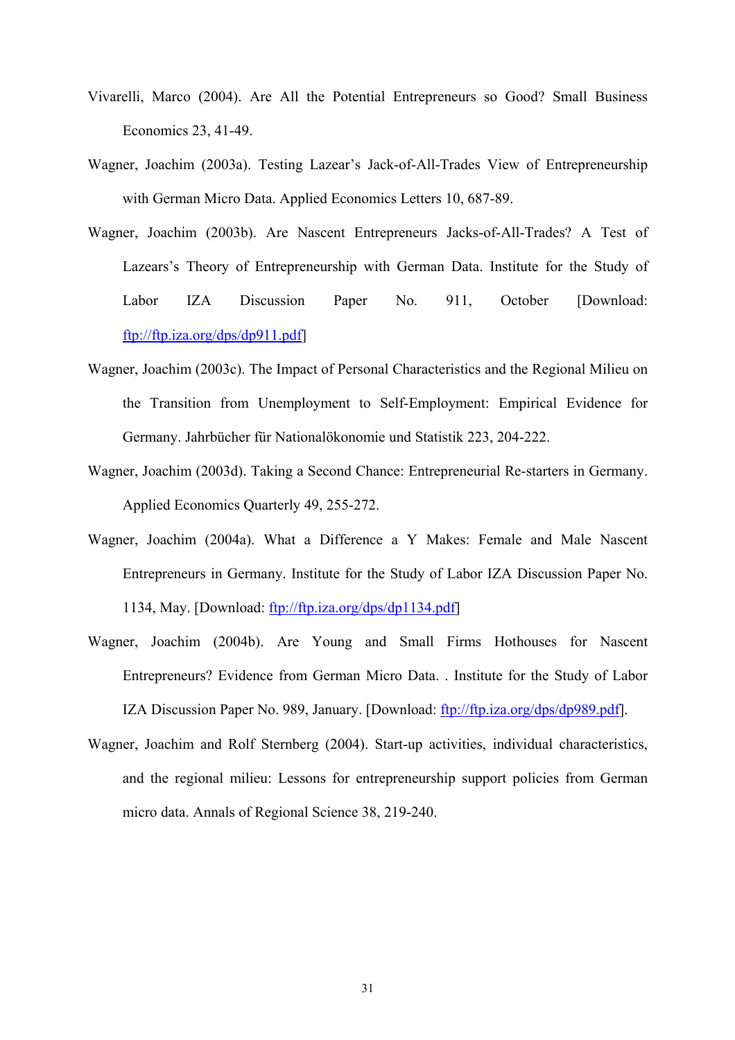Vivarelli, Marco (2004). Are All the Potential Entrepreneurs so Good? Small Business Economics 23, 41-49.

Wagner, Joachim (2003a). Testing Lazear's Jack-of-All-Trades View of Entrepreneurship with German Micro Data. Applied Economics Letters 10, 687-89.

Wagner, Joachim (2003b). Are Nascent Entrepreneurs Jacks-of-All-Trades? A Test of Lazears's Theory of Entrepreneurship with German Data. Institute for the Study of Labor IZA Discussion Paper No. 911, October [Download: ftp://ftp.iza.org/dps/dp911.pdf]

Wagner, Joachim (2003c). The Impact of Personal Characteristics and the Regional Milieu on the Transition from Unemployment to Self-Employment: Empirical Evidence for Germany. Jahrbücher für Nationalökonomie und Statistik 223, 204-222.

Wagner, Joachim (2003d). Taking a Second Chance: Entrepreneurial Re-starters in Germany. Applied Economics Quarterly 49, 255-272.

Wagner, Joachim (2004a). What a Difference a Y Makes: Female and Male Nascent Entrepreneurs in Germany. Institute for the Study of Labor IZA Discussion Paper No. 1134, May. [Download: ftp://ftp.iza.org/dps/dp1134.pdf]

Wagner, Joachim (2004b). Are Young and Small Firms Hothouses for Nascent Entrepreneurs? Evidence from German Micro Data. . Institute for the Study of Labor IZA Discussion Paper No. 989, January. [Download: ftp://ftp.iza.org/dps/dp989.pdf].

Wagner, Joachim and Rolf Sternberg (2004). Start-up activities, individual characteristics, and the regional milieu: Lessons for entrepreneurship support policies from German micro data. Annals of Regional Science 38, 219-240.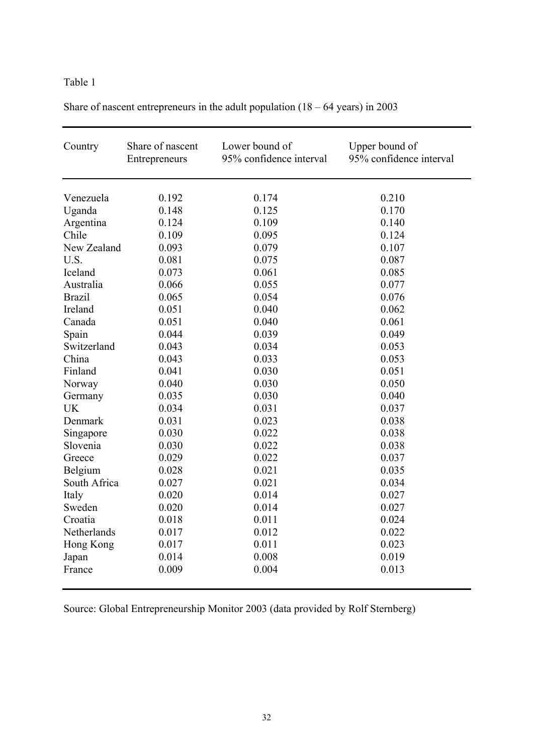Table 1

Share of nascent entrepreneurs in the adult population (18 – 64 years) in 2003

| Country | Share of nascent Entrepreneurs | Lower bound of 95% confidence interval | Upper bound of 95% confidence interval |
|---|---|---|---|
| Venezuela | 0.192 | 0.174 | 0.210 |
| Uganda | 0.148 | 0.125 | 0.170 |
| Argentina | 0.124 | 0.109 | 0.140 |
| Chile | 0.109 | 0.095 | 0.124 |
| New Zealand | 0.093 | 0.079 | 0.107 |
| U.S. | 0.081 | 0.075 | 0.087 |
| Iceland | 0.073 | 0.061 | 0.085 |
| Australia | 0.066 | 0.055 | 0.077 |
| Brazil | 0.065 | 0.054 | 0.076 |
| Ireland | 0.051 | 0.040 | 0.062 |
| Canada | 0.051 | 0.040 | 0.061 |
| Spain | 0.044 | 0.039 | 0.049 |
| Switzerland | 0.043 | 0.034 | 0.053 |
| China | 0.043 | 0.033 | 0.053 |
| Finland | 0.041 | 0.030 | 0.051 |
| Norway | 0.040 | 0.030 | 0.050 |
| Germany | 0.035 | 0.030 | 0.040 |
| UK | 0.034 | 0.031 | 0.037 |
| Denmark | 0.031 | 0.023 | 0.038 |
| Singapore | 0.030 | 0.022 | 0.038 |
| Slovenia | 0.030 | 0.022 | 0.038 |
| Greece | 0.029 | 0.022 | 0.037 |
| Belgium | 0.028 | 0.021 | 0.035 |
| South Africa | 0.027 | 0.021 | 0.034 |
| Italy | 0.020 | 0.014 | 0.027 |
| Sweden | 0.020 | 0.014 | 0.027 |
| Croatia | 0.018 | 0.011 | 0.024 |
| Netherlands | 0.017 | 0.012 | 0.022 |
| Hong Kong | 0.017 | 0.011 | 0.023 |
| Japan | 0.014 | 0.008 | 0.019 |
| France | 0.009 | 0.004 | 0.013 |

Source: Global Entrepreneurship Monitor 2003 (data provided by Rolf Sternberg)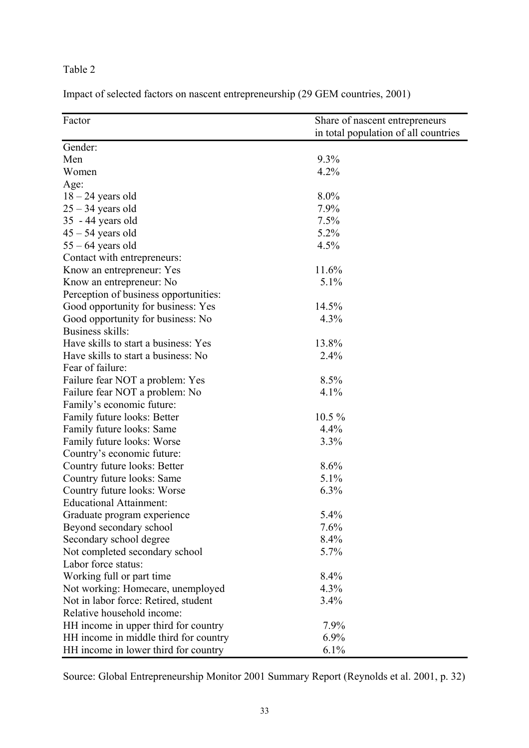Table 2

Impact of selected factors on nascent entrepreneurship (29 GEM countries, 2001)

| Factor | Share of nascent entrepreneurs in total population of all countries |
|---|---|
| Gender: | |
| Men | 9.3% |
| Women | 4.2% |
| Age: | |
| 18 – 24 years old | 8.0% |
| 25 – 34 years old | 7.9% |
| 35 - 44 years old | 7.5% |
| 45 – 54 years old | 5.2% |
| 55 – 64 years old | 4.5% |
| Contact with entrepreneurs: | |
| Know an entrepreneur: Yes | 11.6% |
| Know an entrepreneur: No | 5.1% |
| Perception of business opportunities: | |
| Good opportunity for business: Yes | 14.5% |
| Good opportunity for business: No | 4.3% |
| Business skills: | |
| Have skills to start a business: Yes | 13.8% |
| Have skills to start a business: No | 2.4% |
| Fear of failure: | |
| Failure fear NOT a problem: Yes | 8.5% |
| Failure fear NOT a problem: No | 4.1% |
| Family's economic future: | |
| Family future looks: Better | 10.5 % |
| Family future looks: Same | 4.4% |
| Family future looks: Worse | 3.3% |
| Country's economic future: | |
| Country future looks: Better | 8.6% |
| Country future looks: Same | 5.1% |
| Country future looks: Worse | 6.3% |
| Educational Attainment: | |
| Graduate program experience | 5.4% |
| Beyond secondary school | 7.6% |
| Secondary school degree | 8.4% |
| Not completed secondary school | 5.7% |
| Labor force status: | |
| Working full or part time | 8.4% |
| Not working: Homecare, unemployed | 4.3% |
| Not in labor force: Retired, student | 3.4% |
| Relative household income: | |
| HH income in upper third for country | 7.9% |
| HH income in middle third for country | 6.9% |
| HH income in lower third for country | 6.1% |

Source: Global Entrepreneurship Monitor 2001 Summary Report (Reynolds et al. 2001, p. 32)